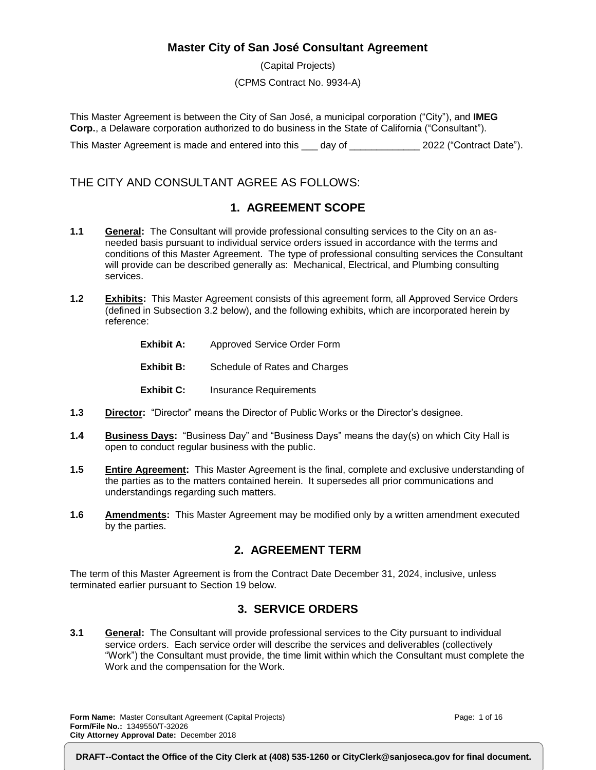# Master City of San José Consultant Agreement

(Capital Projects)

(CPMS Contract No. 9934-A)

This Master Agreement is between the City of San José, a municipal corporation ("City"), and **IMEG Corp.**, a Delaware corporation authorized to do business in the State of California ("Consultant").

This Master Agreement is made and entered into this ___ day of _____________ 2022 ("Contract Date").

THE CITY AND CONSULTANT AGREE AS FOLLOWS:

## 1. AGREEMENT SCOPE

**1.1 General:** The Consultant will provide professional consulting services to the City on an as-needed basis pursuant to individual service orders issued in accordance with the terms and conditions of this Master Agreement. The type of professional consulting services the Consultant will provide can be described generally as: Mechanical, Electrical, and Plumbing consulting services.

**1.2 Exhibits:** This Master Agreement consists of this agreement form, all Approved Service Orders (defined in Subsection 3.2 below), and the following exhibits, which are incorporated herein by reference:

- **Exhibit A:** Approved Service Order Form
- **Exhibit B:** Schedule of Rates and Charges
- **Exhibit C:** Insurance Requirements

**1.3 Director:** "Director" means the Director of Public Works or the Director's designee.

**1.4 Business Days:** "Business Day" and "Business Days" means the day(s) on which City Hall is open to conduct regular business with the public.

**1.5 Entire Agreement:** This Master Agreement is the final, complete and exclusive understanding of the parties as to the matters contained herein. It supersedes all prior communications and understandings regarding such matters.

**1.6 Amendments:** This Master Agreement may be modified only by a written amendment executed by the parties.

## 2. AGREEMENT TERM

The term of this Master Agreement is from the Contract Date December 31, 2024, inclusive, unless terminated earlier pursuant to Section 19 below.

## 3. SERVICE ORDERS

**3.1 General:** The Consultant will provide professional services to the City pursuant to individual service orders. Each service order will describe the services and deliverables (collectively "Work") the Consultant must provide, the time limit within which the Consultant must complete the Work and the compensation for the Work.

**Form Name:** Master Consultant Agreement (Capital Projects)
**Form/File No.:** 1349550/T-32026
**City Attorney Approval Date:** December 2018

**DRAFT--Contact the Office of the City Clerk at (408) 535-1260 or CityClerk@sanjoseca.gov for final document.**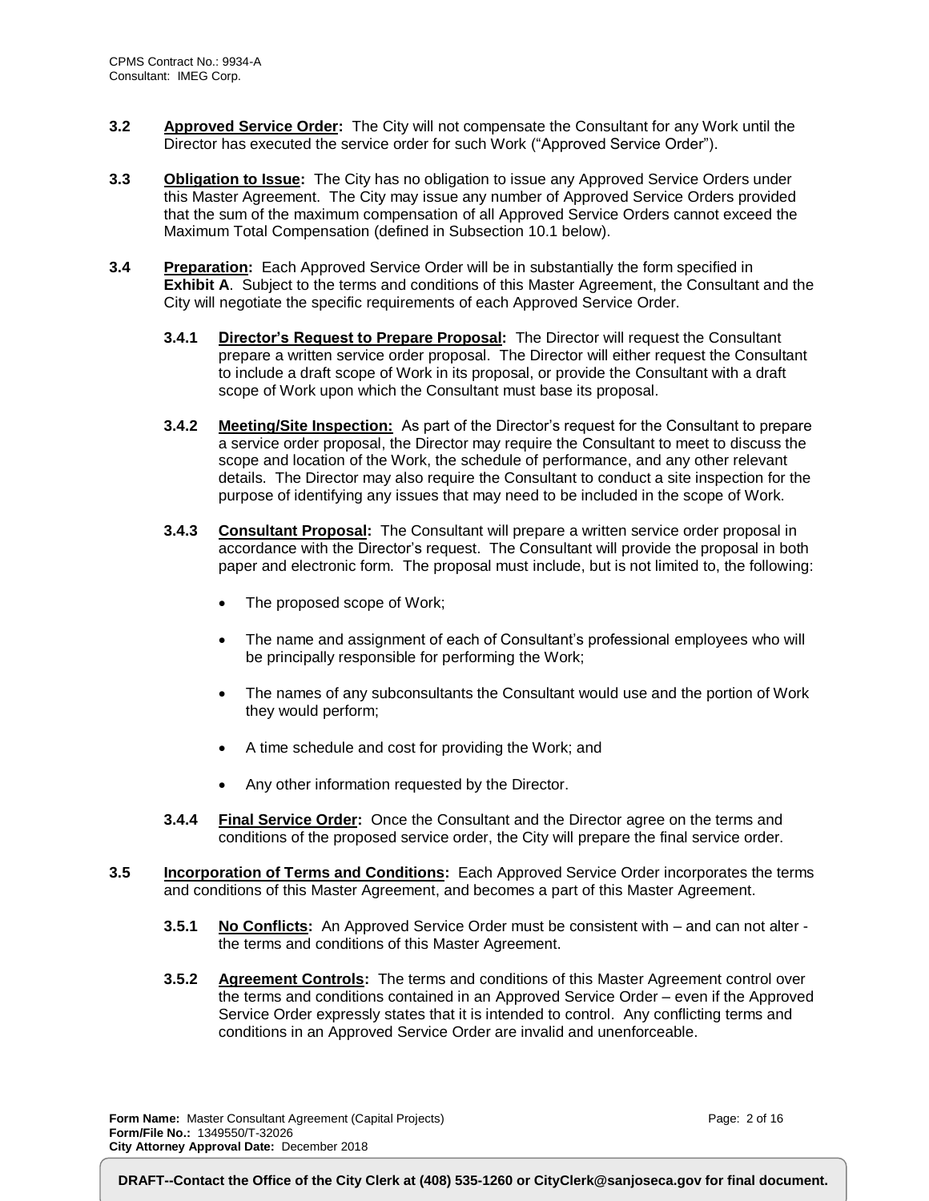**3.2 Approved Service Order:** The City will not compensate the Consultant for any Work until the Director has executed the service order for such Work ("Approved Service Order").

**3.3 Obligation to Issue:** The City has no obligation to issue any Approved Service Orders under this Master Agreement. The City may issue any number of Approved Service Orders provided that the sum of the maximum compensation of all Approved Service Orders cannot exceed the Maximum Total Compensation (defined in Subsection 10.1 below).

**3.4 Preparation:** Each Approved Service Order will be in substantially the form specified in **Exhibit A**. Subject to the terms and conditions of this Master Agreement, the Consultant and the City will negotiate the specific requirements of each Approved Service Order.

**3.4.1 Director's Request to Prepare Proposal:** The Director will request the Consultant prepare a written service order proposal. The Director will either request the Consultant to include a draft scope of Work in its proposal, or provide the Consultant with a draft scope of Work upon which the Consultant must base its proposal.

**3.4.2 Meeting/Site Inspection:** As part of the Director's request for the Consultant to prepare a service order proposal, the Director may require the Consultant to meet to discuss the scope and location of the Work, the schedule of performance, and any other relevant details. The Director may also require the Consultant to conduct a site inspection for the purpose of identifying any issues that may need to be included in the scope of Work.

**3.4.3 Consultant Proposal:** The Consultant will prepare a written service order proposal in accordance with the Director's request. The Consultant will provide the proposal in both paper and electronic form. The proposal must include, but is not limited to, the following:

- The proposed scope of Work;
- The name and assignment of each of Consultant's professional employees who will be principally responsible for performing the Work;
- The names of any subconsultants the Consultant would use and the portion of Work they would perform;
- A time schedule and cost for providing the Work; and
- Any other information requested by the Director.

**3.4.4 Final Service Order:** Once the Consultant and the Director agree on the terms and conditions of the proposed service order, the City will prepare the final service order.

**3.5 Incorporation of Terms and Conditions:** Each Approved Service Order incorporates the terms and conditions of this Master Agreement, and becomes a part of this Master Agreement.

**3.5.1 No Conflicts:** An Approved Service Order must be consistent with – and can not alter - the terms and conditions of this Master Agreement.

**3.5.2 Agreement Controls:** The terms and conditions of this Master Agreement control over the terms and conditions contained in an Approved Service Order – even if the Approved Service Order expressly states that it is intended to control. Any conflicting terms and conditions in an Approved Service Order are invalid and unenforceable.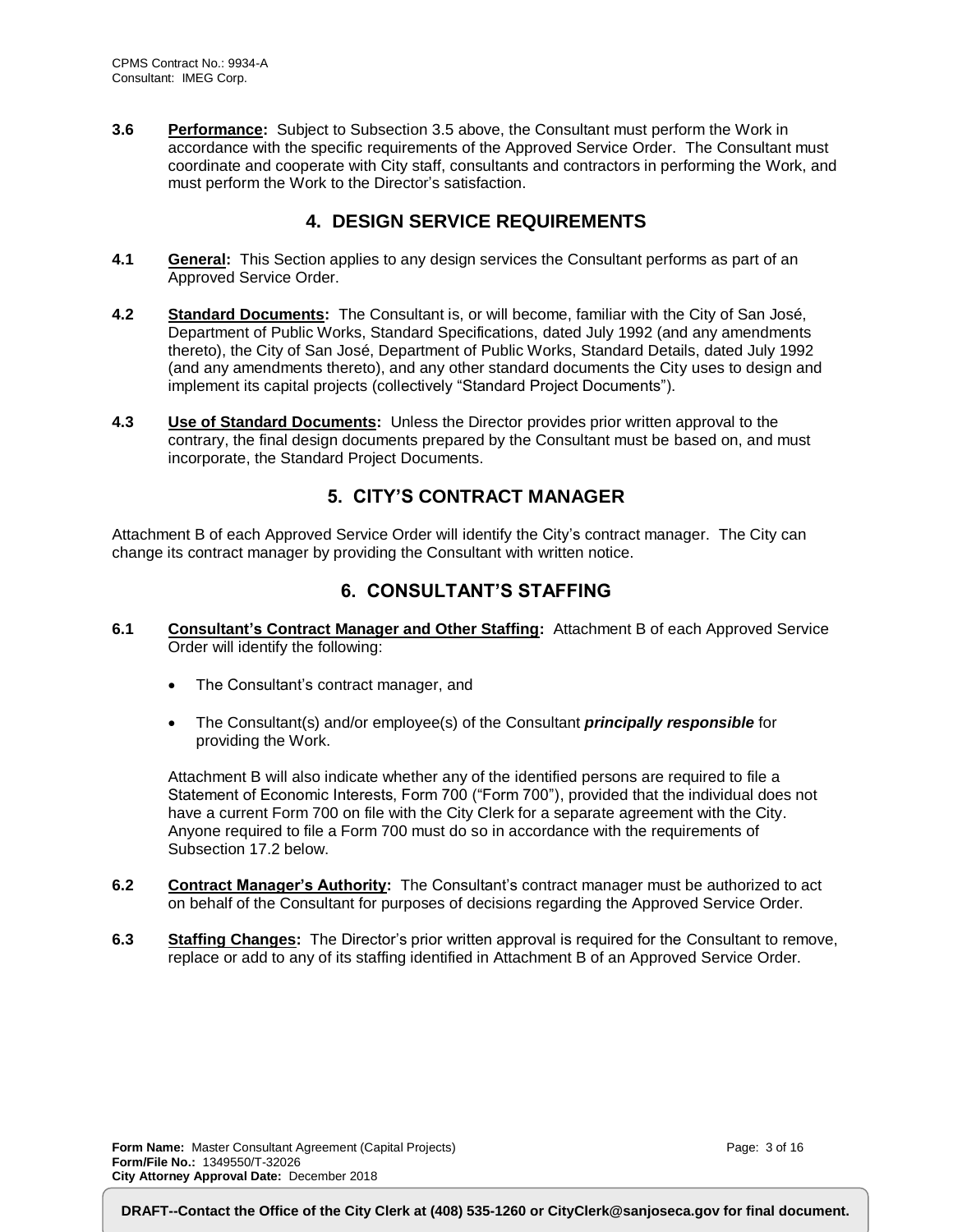**3.6** **Performance:** Subject to Subsection 3.5 above, the Consultant must perform the Work in accordance with the specific requirements of the Approved Service Order. The Consultant must coordinate and cooperate with City staff, consultants and contractors in performing the Work, and must perform the Work to the Director's satisfaction.

## 4. DESIGN SERVICE REQUIREMENTS

**4.1** **General:** This Section applies to any design services the Consultant performs as part of an Approved Service Order.

**4.2** **Standard Documents:** The Consultant is, or will become, familiar with the City of San José, Department of Public Works, Standard Specifications, dated July 1992 (and any amendments thereto), the City of San José, Department of Public Works, Standard Details, dated July 1992 (and any amendments thereto), and any other standard documents the City uses to design and implement its capital projects (collectively "Standard Project Documents").

**4.3** **Use of Standard Documents:** Unless the Director provides prior written approval to the contrary, the final design documents prepared by the Consultant must be based on, and must incorporate, the Standard Project Documents.

## 5. CITY'S CONTRACT MANAGER

Attachment B of each Approved Service Order will identify the City's contract manager. The City can change its contract manager by providing the Consultant with written notice.

## 6. CONSULTANT'S STAFFING

**6.1** **Consultant's Contract Manager and Other Staffing:** Attachment B of each Approved Service Order will identify the following:

- The Consultant's contract manager, and
- The Consultant(s) and/or employee(s) of the Consultant ***principally responsible*** for providing the Work.

Attachment B will also indicate whether any of the identified persons are required to file a Statement of Economic Interests, Form 700 ("Form 700"), provided that the individual does not have a current Form 700 on file with the City Clerk for a separate agreement with the City. Anyone required to file a Form 700 must do so in accordance with the requirements of Subsection 17.2 below.

**6.2** **Contract Manager's Authority:** The Consultant's contract manager must be authorized to act on behalf of the Consultant for purposes of decisions regarding the Approved Service Order.

**6.3** **Staffing Changes:** The Director's prior written approval is required for the Consultant to remove, replace or add to any of its staffing identified in Attachment B of an Approved Service Order.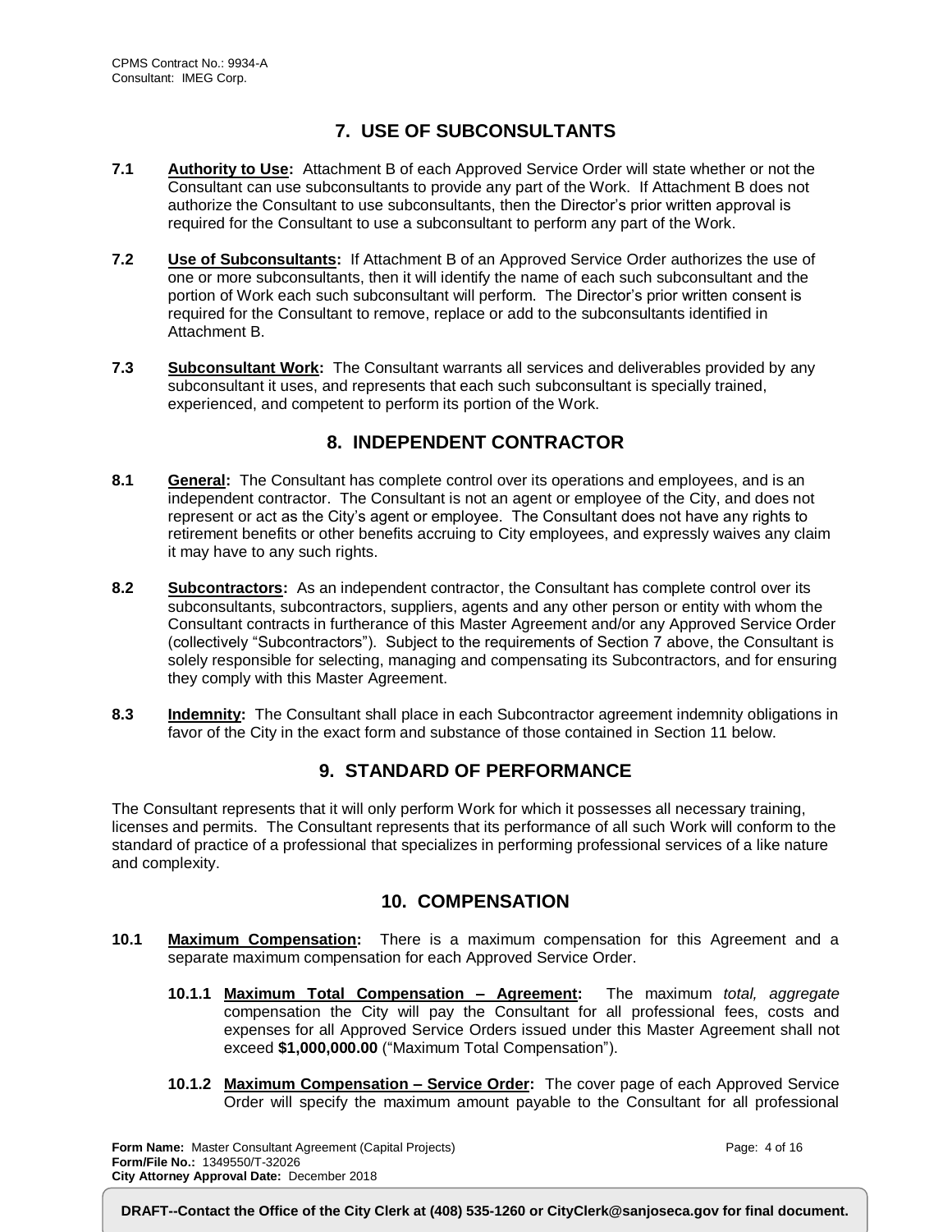## 7. USE OF SUBCONSULTANTS

**7.1** **Authority to Use:** Attachment B of each Approved Service Order will state whether or not the Consultant can use subconsultants to provide any part of the Work. If Attachment B does not authorize the Consultant to use subconsultants, then the Director's prior written approval is required for the Consultant to use a subconsultant to perform any part of the Work.

**7.2** **Use of Subconsultants:** If Attachment B of an Approved Service Order authorizes the use of one or more subconsultants, then it will identify the name of each such subconsultant and the portion of Work each such subconsultant will perform. The Director's prior written consent is required for the Consultant to remove, replace or add to the subconsultants identified in Attachment B.

**7.3** **Subconsultant Work:** The Consultant warrants all services and deliverables provided by any subconsultant it uses, and represents that each such subconsultant is specially trained, experienced, and competent to perform its portion of the Work.

## 8. INDEPENDENT CONTRACTOR

**8.1** **General:** The Consultant has complete control over its operations and employees, and is an independent contractor. The Consultant is not an agent or employee of the City, and does not represent or act as the City's agent or employee. The Consultant does not have any rights to retirement benefits or other benefits accruing to City employees, and expressly waives any claim it may have to any such rights.

**8.2** **Subcontractors:** As an independent contractor, the Consultant has complete control over its subconsultants, subcontractors, suppliers, agents and any other person or entity with whom the Consultant contracts in furtherance of this Master Agreement and/or any Approved Service Order (collectively "Subcontractors"). Subject to the requirements of Section 7 above, the Consultant is solely responsible for selecting, managing and compensating its Subcontractors, and for ensuring they comply with this Master Agreement.

**8.3** **Indemnity:** The Consultant shall place in each Subcontractor agreement indemnity obligations in favor of the City in the exact form and substance of those contained in Section 11 below.

## 9. STANDARD OF PERFORMANCE

The Consultant represents that it will only perform Work for which it possesses all necessary training, licenses and permits. The Consultant represents that its performance of all such Work will conform to the standard of practice of a professional that specializes in performing professional services of a like nature and complexity.

## 10. COMPENSATION

**10.1** **Maximum Compensation:** There is a maximum compensation for this Agreement and a separate maximum compensation for each Approved Service Order.

**10.1.1** **Maximum Total Compensation – Agreement:** The maximum *total, aggregate* compensation the City will pay the Consultant for all professional fees, costs and expenses for all Approved Service Orders issued under this Master Agreement shall not exceed **$1,000,000.00** ("Maximum Total Compensation").

**10.1.2** **Maximum Compensation – Service Order:** The cover page of each Approved Service Order will specify the maximum amount payable to the Consultant for all professional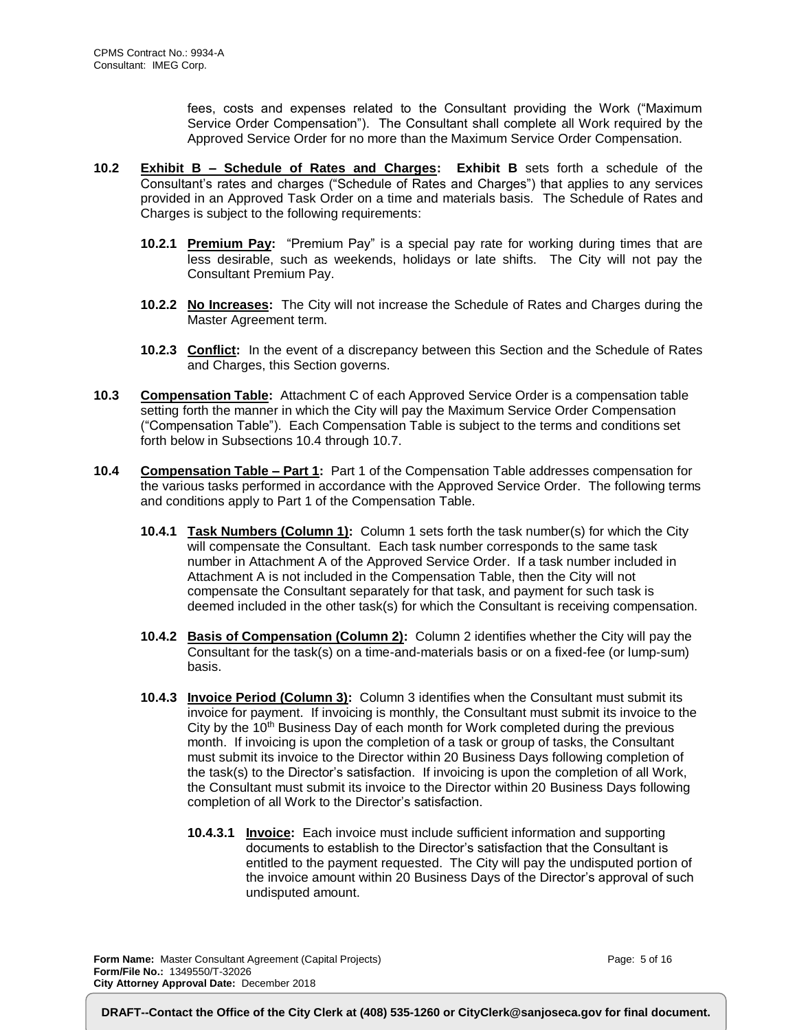fees, costs and expenses related to the Consultant providing the Work ("Maximum Service Order Compensation"). The Consultant shall complete all Work required by the Approved Service Order for no more than the Maximum Service Order Compensation.

**10.2 Exhibit B – Schedule of Rates and Charges: Exhibit B** sets forth a schedule of the Consultant's rates and charges ("Schedule of Rates and Charges") that applies to any services provided in an Approved Task Order on a time and materials basis. The Schedule of Rates and Charges is subject to the following requirements:

**10.2.1 Premium Pay:** "Premium Pay" is a special pay rate for working during times that are less desirable, such as weekends, holidays or late shifts. The City will not pay the Consultant Premium Pay.

**10.2.2 No Increases:** The City will not increase the Schedule of Rates and Charges during the Master Agreement term.

**10.2.3 Conflict:** In the event of a discrepancy between this Section and the Schedule of Rates and Charges, this Section governs.

**10.3 Compensation Table:** Attachment C of each Approved Service Order is a compensation table setting forth the manner in which the City will pay the Maximum Service Order Compensation ("Compensation Table"). Each Compensation Table is subject to the terms and conditions set forth below in Subsections 10.4 through 10.7.

**10.4 Compensation Table – Part 1:** Part 1 of the Compensation Table addresses compensation for the various tasks performed in accordance with the Approved Service Order. The following terms and conditions apply to Part 1 of the Compensation Table.

**10.4.1 Task Numbers (Column 1):** Column 1 sets forth the task number(s) for which the City will compensate the Consultant. Each task number corresponds to the same task number in Attachment A of the Approved Service Order. If a task number included in Attachment A is not included in the Compensation Table, then the City will not compensate the Consultant separately for that task, and payment for such task is deemed included in the other task(s) for which the Consultant is receiving compensation.

**10.4.2 Basis of Compensation (Column 2):** Column 2 identifies whether the City will pay the Consultant for the task(s) on a time-and-materials basis or on a fixed-fee (or lump-sum) basis.

**10.4.3 Invoice Period (Column 3):** Column 3 identifies when the Consultant must submit its invoice for payment. If invoicing is monthly, the Consultant must submit its invoice to the City by the 10th Business Day of each month for Work completed during the previous month. If invoicing is upon the completion of a task or group of tasks, the Consultant must submit its invoice to the Director within 20 Business Days following completion of the task(s) to the Director's satisfaction. If invoicing is upon the completion of all Work, the Consultant must submit its invoice to the Director within 20 Business Days following completion of all Work to the Director's satisfaction.

**10.4.3.1 Invoice:** Each invoice must include sufficient information and supporting documents to establish to the Director's satisfaction that the Consultant is entitled to the payment requested. The City will pay the undisputed portion of the invoice amount within 20 Business Days of the Director's approval of such undisputed amount.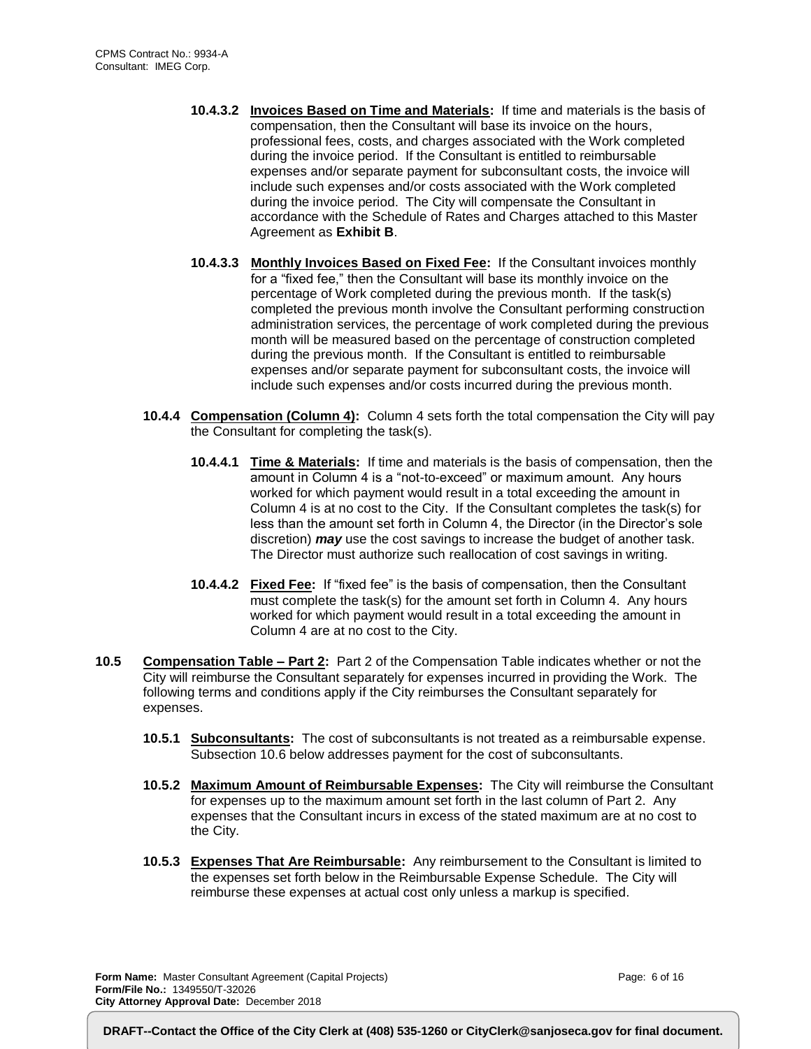**10.4.3.2 Invoices Based on Time and Materials:** If time and materials is the basis of compensation, then the Consultant will base its invoice on the hours, professional fees, costs, and charges associated with the Work completed during the invoice period. If the Consultant is entitled to reimbursable expenses and/or separate payment for subconsultant costs, the invoice will include such expenses and/or costs associated with the Work completed during the invoice period. The City will compensate the Consultant in accordance with the Schedule of Rates and Charges attached to this Master Agreement as **Exhibit B**.

**10.4.3.3 Monthly Invoices Based on Fixed Fee:** If the Consultant invoices monthly for a "fixed fee," then the Consultant will base its monthly invoice on the percentage of Work completed during the previous month. If the task(s) completed the previous month involve the Consultant performing construction administration services, the percentage of work completed during the previous month will be measured based on the percentage of construction completed during the previous month. If the Consultant is entitled to reimbursable expenses and/or separate payment for subconsultant costs, the invoice will include such expenses and/or costs incurred during the previous month.

**10.4.4 Compensation (Column 4):** Column 4 sets forth the total compensation the City will pay the Consultant for completing the task(s).

**10.4.4.1 Time & Materials:** If time and materials is the basis of compensation, then the amount in Column 4 is a "not-to-exceed" or maximum amount. Any hours worked for which payment would result in a total exceeding the amount in Column 4 is at no cost to the City. If the Consultant completes the task(s) for less than the amount set forth in Column 4, the Director (in the Director's sole discretion) ***may*** use the cost savings to increase the budget of another task. The Director must authorize such reallocation of cost savings in writing.

**10.4.4.2 Fixed Fee:** If "fixed fee" is the basis of compensation, then the Consultant must complete the task(s) for the amount set forth in Column 4. Any hours worked for which payment would result in a total exceeding the amount in Column 4 are at no cost to the City.

**10.5 Compensation Table – Part 2:** Part 2 of the Compensation Table indicates whether or not the City will reimburse the Consultant separately for expenses incurred in providing the Work. The following terms and conditions apply if the City reimburses the Consultant separately for expenses.

**10.5.1 Subconsultants:** The cost of subconsultants is not treated as a reimbursable expense. Subsection 10.6 below addresses payment for the cost of subconsultants.

**10.5.2 Maximum Amount of Reimbursable Expenses:** The City will reimburse the Consultant for expenses up to the maximum amount set forth in the last column of Part 2. Any expenses that the Consultant incurs in excess of the stated maximum are at no cost to the City.

**10.5.3 Expenses That Are Reimbursable:** Any reimbursement to the Consultant is limited to the expenses set forth below in the Reimbursable Expense Schedule. The City will reimburse these expenses at actual cost only unless a markup is specified.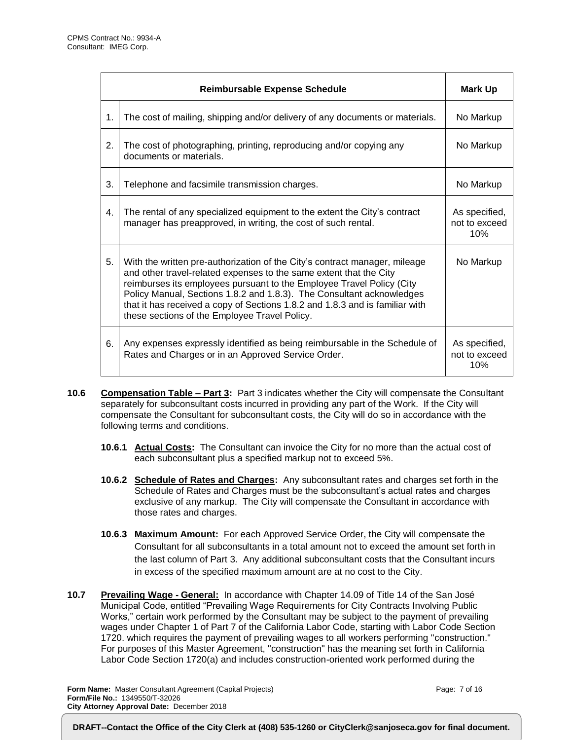| | Reimbursable Expense Schedule | Mark Up |
|---|---|---|
| 1. | The cost of mailing, shipping and/or delivery of any documents or materials. | No Markup |
| 2. | The cost of photographing, printing, reproducing and/or copying any documents or materials. | No Markup |
| 3. | Telephone and facsimile transmission charges. | No Markup |
| 4. | The rental of any specialized equipment to the extent the City's contract manager has preapproved, in writing, the cost of such rental. | As specified, not to exceed 10% |
| 5. | With the written pre-authorization of the City's contract manager, mileage and other travel-related expenses to the same extent that the City reimburses its employees pursuant to the Employee Travel Policy (City Policy Manual, Sections 1.8.2 and 1.8.3). The Consultant acknowledges that it has received a copy of Sections 1.8.2 and 1.8.3 and is familiar with these sections of the Employee Travel Policy. | No Markup |
| 6. | Any expenses expressly identified as being reimbursable in the Schedule of Rates and Charges or in an Approved Service Order. | As specified, not to exceed 10% |

**10.6 Compensation Table – Part 3:** Part 3 indicates whether the City will compensate the Consultant separately for subconsultant costs incurred in providing any part of the Work. If the City will compensate the Consultant for subconsultant costs, the City will do so in accordance with the following terms and conditions.

**10.6.1 Actual Costs:** The Consultant can invoice the City for no more than the actual cost of each subconsultant plus a specified markup not to exceed 5%.

**10.6.2 Schedule of Rates and Charges:** Any subconsultant rates and charges set forth in the Schedule of Rates and Charges must be the subconsultant's actual rates and charges exclusive of any markup. The City will compensate the Consultant in accordance with those rates and charges.

**10.6.3 Maximum Amount:** For each Approved Service Order, the City will compensate the Consultant for all subconsultants in a total amount not to exceed the amount set forth in the last column of Part 3. Any additional subconsultant costs that the Consultant incurs in excess of the specified maximum amount are at no cost to the City.

**10.7 Prevailing Wage - General:** In accordance with Chapter 14.09 of Title 14 of the San José Municipal Code, entitled "Prevailing Wage Requirements for City Contracts Involving Public Works," certain work performed by the Consultant may be subject to the payment of prevailing wages under Chapter 1 of Part 7 of the California Labor Code, starting with Labor Code Section 1720. which requires the payment of prevailing wages to all workers performing "construction." For purposes of this Master Agreement, "construction" has the meaning set forth in California Labor Code Section 1720(a) and includes construction-oriented work performed during the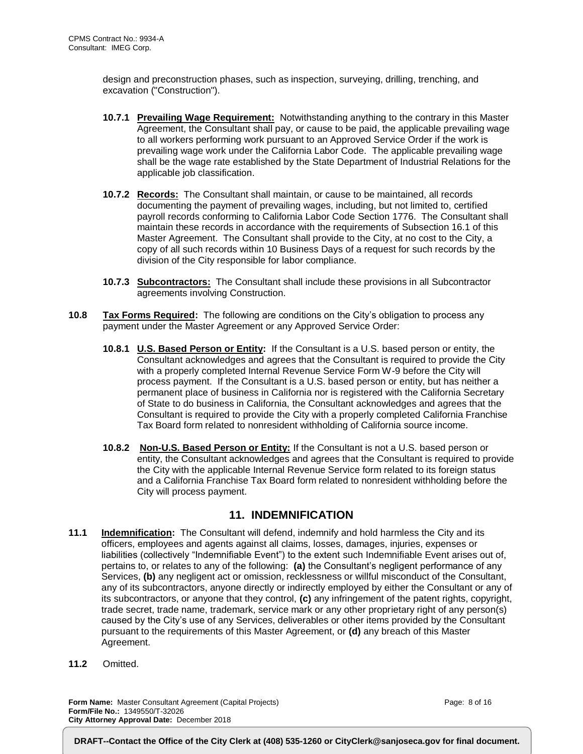design and preconstruction phases, such as inspection, surveying, drilling, trenching, and excavation ("Construction").

**10.7.1 Prevailing Wage Requirement:** Notwithstanding anything to the contrary in this Master Agreement, the Consultant shall pay, or cause to be paid, the applicable prevailing wage to all workers performing work pursuant to an Approved Service Order if the work is prevailing wage work under the California Labor Code. The applicable prevailing wage shall be the wage rate established by the State Department of Industrial Relations for the applicable job classification.

**10.7.2 Records:** The Consultant shall maintain, or cause to be maintained, all records documenting the payment of prevailing wages, including, but not limited to, certified payroll records conforming to California Labor Code Section 1776. The Consultant shall maintain these records in accordance with the requirements of Subsection 16.1 of this Master Agreement. The Consultant shall provide to the City, at no cost to the City, a copy of all such records within 10 Business Days of a request for such records by the division of the City responsible for labor compliance.

**10.7.3 Subcontractors:** The Consultant shall include these provisions in all Subcontractor agreements involving Construction.

**10.8 Tax Forms Required:** The following are conditions on the City's obligation to process any payment under the Master Agreement or any Approved Service Order:

**10.8.1 U.S. Based Person or Entity:** If the Consultant is a U.S. based person or entity, the Consultant acknowledges and agrees that the Consultant is required to provide the City with a properly completed Internal Revenue Service Form W-9 before the City will process payment. If the Consultant is a U.S. based person or entity, but has neither a permanent place of business in California nor is registered with the California Secretary of State to do business in California, the Consultant acknowledges and agrees that the Consultant is required to provide the City with a properly completed California Franchise Tax Board form related to nonresident withholding of California source income.

**10.8.2 Non-U.S. Based Person or Entity:** If the Consultant is not a U.S. based person or entity, the Consultant acknowledges and agrees that the Consultant is required to provide the City with the applicable Internal Revenue Service form related to its foreign status and a California Franchise Tax Board form related to nonresident withholding before the City will process payment.

## 11. INDEMNIFICATION

**11.1 Indemnification:** The Consultant will defend, indemnify and hold harmless the City and its officers, employees and agents against all claims, losses, damages, injuries, expenses or liabilities (collectively "Indemnifiable Event") to the extent such Indemnifiable Event arises out of, pertains to, or relates to any of the following: **(a)** the Consultant's negligent performance of any Services, **(b)** any negligent act or omission, recklessness or willful misconduct of the Consultant, any of its subcontractors, anyone directly or indirectly employed by either the Consultant or any of its subcontractors, or anyone that they control, **(c)** any infringement of the patent rights, copyright, trade secret, trade name, trademark, service mark or any other proprietary right of any person(s) caused by the City's use of any Services, deliverables or other items provided by the Consultant pursuant to the requirements of this Master Agreement, or **(d)** any breach of this Master Agreement.

**11.2** Omitted.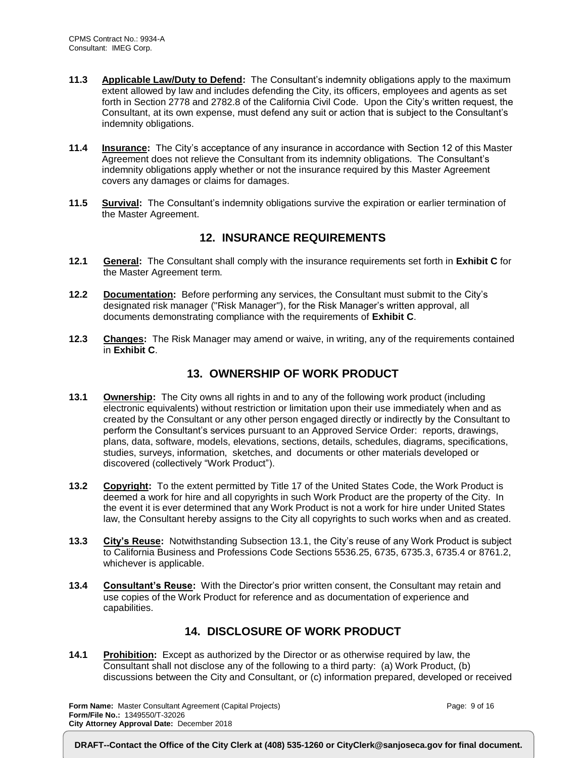**11.3 Applicable Law/Duty to Defend:** The Consultant's indemnity obligations apply to the maximum extent allowed by law and includes defending the City, its officers, employees and agents as set forth in Section 2778 and 2782.8 of the California Civil Code. Upon the City's written request, the Consultant, at its own expense, must defend any suit or action that is subject to the Consultant's indemnity obligations.

**11.4 Insurance:** The City's acceptance of any insurance in accordance with Section 12 of this Master Agreement does not relieve the Consultant from its indemnity obligations. The Consultant's indemnity obligations apply whether or not the insurance required by this Master Agreement covers any damages or claims for damages.

**11.5 Survival:** The Consultant's indemnity obligations survive the expiration or earlier termination of the Master Agreement.

## 12. INSURANCE REQUIREMENTS

**12.1 General:** The Consultant shall comply with the insurance requirements set forth in **Exhibit C** for the Master Agreement term.

**12.2 Documentation:** Before performing any services, the Consultant must submit to the City's designated risk manager ("Risk Manager"), for the Risk Manager's written approval, all documents demonstrating compliance with the requirements of **Exhibit C**.

**12.3 Changes:** The Risk Manager may amend or waive, in writing, any of the requirements contained in **Exhibit C**.

## 13. OWNERSHIP OF WORK PRODUCT

**13.1 Ownership:** The City owns all rights in and to any of the following work product (including electronic equivalents) without restriction or limitation upon their use immediately when and as created by the Consultant or any other person engaged directly or indirectly by the Consultant to perform the Consultant's services pursuant to an Approved Service Order: reports, drawings, plans, data, software, models, elevations, sections, details, schedules, diagrams, specifications, studies, surveys, information, sketches, and documents or other materials developed or discovered (collectively "Work Product").

**13.2 Copyright:** To the extent permitted by Title 17 of the United States Code, the Work Product is deemed a work for hire and all copyrights in such Work Product are the property of the City. In the event it is ever determined that any Work Product is not a work for hire under United States law, the Consultant hereby assigns to the City all copyrights to such works when and as created.

**13.3 City's Reuse:** Notwithstanding Subsection 13.1, the City's reuse of any Work Product is subject to California Business and Professions Code Sections 5536.25, 6735, 6735.3, 6735.4 or 8761.2, whichever is applicable.

**13.4 Consultant's Reuse:** With the Director's prior written consent, the Consultant may retain and use copies of the Work Product for reference and as documentation of experience and capabilities.

## 14. DISCLOSURE OF WORK PRODUCT

**14.1 Prohibition:** Except as authorized by the Director or as otherwise required by law, the Consultant shall not disclose any of the following to a third party: (a) Work Product, (b) discussions between the City and Consultant, or (c) information prepared, developed or received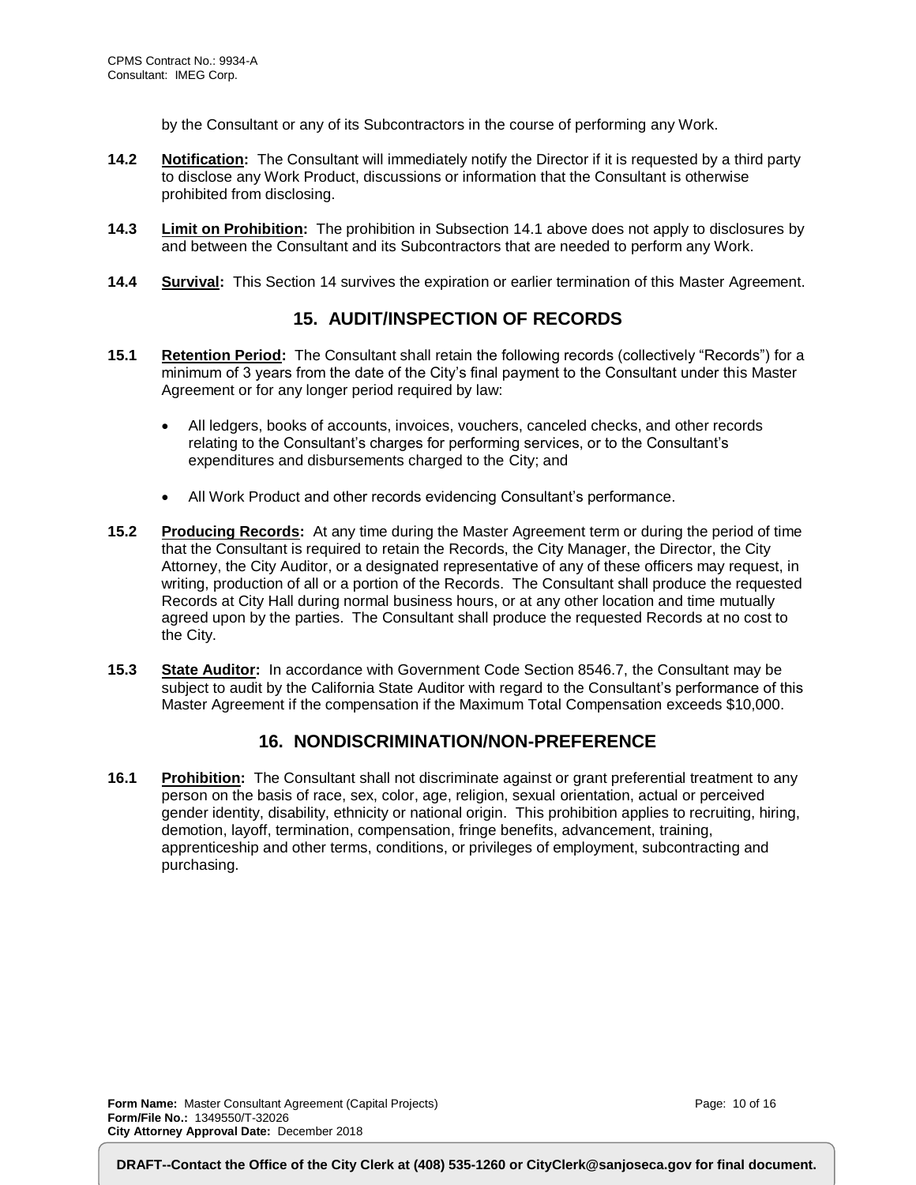by the Consultant or any of its Subcontractors in the course of performing any Work.

**14.2** **Notification:** The Consultant will immediately notify the Director if it is requested by a third party to disclose any Work Product, discussions or information that the Consultant is otherwise prohibited from disclosing.

**14.3** **Limit on Prohibition:** The prohibition in Subsection 14.1 above does not apply to disclosures by and between the Consultant and its Subcontractors that are needed to perform any Work.

**14.4** **Survival:** This Section 14 survives the expiration or earlier termination of this Master Agreement.

## 15. AUDIT/INSPECTION OF RECORDS

**15.1** **Retention Period:** The Consultant shall retain the following records (collectively "Records") for a minimum of 3 years from the date of the City's final payment to the Consultant under this Master Agreement or for any longer period required by law:

- All ledgers, books of accounts, invoices, vouchers, canceled checks, and other records relating to the Consultant's charges for performing services, or to the Consultant's expenditures and disbursements charged to the City; and
- All Work Product and other records evidencing Consultant's performance.

**15.2** **Producing Records:** At any time during the Master Agreement term or during the period of time that the Consultant is required to retain the Records, the City Manager, the Director, the City Attorney, the City Auditor, or a designated representative of any of these officers may request, in writing, production of all or a portion of the Records. The Consultant shall produce the requested Records at City Hall during normal business hours, or at any other location and time mutually agreed upon by the parties. The Consultant shall produce the requested Records at no cost to the City.

**15.3** **State Auditor:** In accordance with Government Code Section 8546.7, the Consultant may be subject to audit by the California State Auditor with regard to the Consultant's performance of this Master Agreement if the compensation if the Maximum Total Compensation exceeds $10,000.

## 16. NONDISCRIMINATION/NON-PREFERENCE

**16.1** **Prohibition:** The Consultant shall not discriminate against or grant preferential treatment to any person on the basis of race, sex, color, age, religion, sexual orientation, actual or perceived gender identity, disability, ethnicity or national origin. This prohibition applies to recruiting, hiring, demotion, layoff, termination, compensation, fringe benefits, advancement, training, apprenticeship and other terms, conditions, or privileges of employment, subcontracting and purchasing.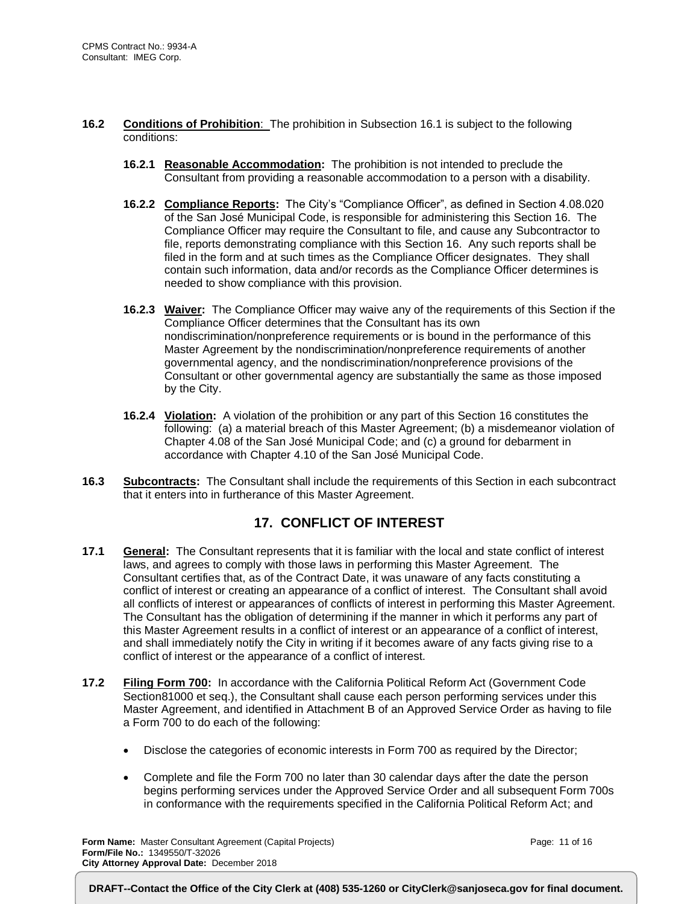**16.2 Conditions of Prohibition**: The prohibition in Subsection 16.1 is subject to the following conditions:

**16.2.1 Reasonable Accommodation:** The prohibition is not intended to preclude the Consultant from providing a reasonable accommodation to a person with a disability.

**16.2.2 Compliance Reports:** The City's "Compliance Officer", as defined in Section 4.08.020 of the San José Municipal Code, is responsible for administering this Section 16. The Compliance Officer may require the Consultant to file, and cause any Subcontractor to file, reports demonstrating compliance with this Section 16. Any such reports shall be filed in the form and at such times as the Compliance Officer designates. They shall contain such information, data and/or records as the Compliance Officer determines is needed to show compliance with this provision.

**16.2.3 Waiver:** The Compliance Officer may waive any of the requirements of this Section if the Compliance Officer determines that the Consultant has its own nondiscrimination/nonpreference requirements or is bound in the performance of this Master Agreement by the nondiscrimination/nonpreference requirements of another governmental agency, and the nondiscrimination/nonpreference provisions of the Consultant or other governmental agency are substantially the same as those imposed by the City.

**16.2.4 Violation:** A violation of the prohibition or any part of this Section 16 constitutes the following: (a) a material breach of this Master Agreement; (b) a misdemeanor violation of Chapter 4.08 of the San José Municipal Code; and (c) a ground for debarment in accordance with Chapter 4.10 of the San José Municipal Code.

**16.3 Subcontracts:** The Consultant shall include the requirements of this Section in each subcontract that it enters into in furtherance of this Master Agreement.

## 17. CONFLICT OF INTEREST

**17.1 General:** The Consultant represents that it is familiar with the local and state conflict of interest laws, and agrees to comply with those laws in performing this Master Agreement. The Consultant certifies that, as of the Contract Date, it was unaware of any facts constituting a conflict of interest or creating an appearance of a conflict of interest. The Consultant shall avoid all conflicts of interest or appearances of conflicts of interest in performing this Master Agreement. The Consultant has the obligation of determining if the manner in which it performs any part of this Master Agreement results in a conflict of interest or an appearance of a conflict of interest, and shall immediately notify the City in writing if it becomes aware of any facts giving rise to a conflict of interest or the appearance of a conflict of interest.

**17.2 Filing Form 700:** In accordance with the California Political Reform Act (Government Code Section81000 et seq.), the Consultant shall cause each person performing services under this Master Agreement, and identified in Attachment B of an Approved Service Order as having to file a Form 700 to do each of the following:

- Disclose the categories of economic interests in Form 700 as required by the Director;
- Complete and file the Form 700 no later than 30 calendar days after the date the person begins performing services under the Approved Service Order and all subsequent Form 700s in conformance with the requirements specified in the California Political Reform Act; and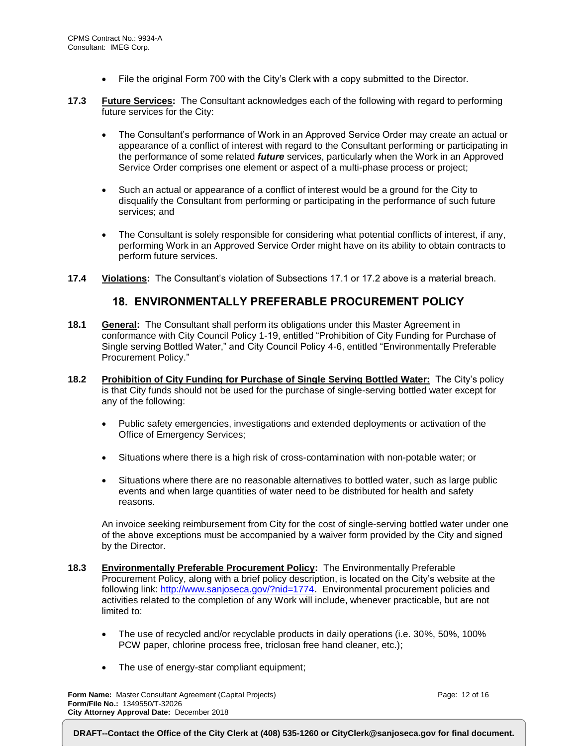- File the original Form 700 with the City's Clerk with a copy submitted to the Director.

**17.3** **Future Services:** The Consultant acknowledges each of the following with regard to performing future services for the City:

- The Consultant's performance of Work in an Approved Service Order may create an actual or appearance of a conflict of interest with regard to the Consultant performing or participating in the performance of some related ***future*** services, particularly when the Work in an Approved Service Order comprises one element or aspect of a multi-phase process or project;

- Such an actual or appearance of a conflict of interest would be a ground for the City to disqualify the Consultant from performing or participating in the performance of such future services; and

- The Consultant is solely responsible for considering what potential conflicts of interest, if any, performing Work in an Approved Service Order might have on its ability to obtain contracts to perform future services.

**17.4** **Violations:** The Consultant's violation of Subsections 17.1 or 17.2 above is a material breach.

## 18. ENVIRONMENTALLY PREFERABLE PROCUREMENT POLICY

**18.1** **General:** The Consultant shall perform its obligations under this Master Agreement in conformance with City Council Policy 1-19, entitled "Prohibition of City Funding for Purchase of Single serving Bottled Water," and City Council Policy 4-6, entitled "Environmentally Preferable Procurement Policy."

**18.2** **Prohibition of City Funding for Purchase of Single Serving Bottled Water:** The City's policy is that City funds should not be used for the purchase of single-serving bottled water except for any of the following:

- Public safety emergencies, investigations and extended deployments or activation of the Office of Emergency Services;

- Situations where there is a high risk of cross-contamination with non-potable water; or

- Situations where there are no reasonable alternatives to bottled water, such as large public events and when large quantities of water need to be distributed for health and safety reasons.

An invoice seeking reimbursement from City for the cost of single-serving bottled water under one of the above exceptions must be accompanied by a waiver form provided by the City and signed by the Director.

**18.3** **Environmentally Preferable Procurement Policy:** The Environmentally Preferable Procurement Policy, along with a brief policy description, is located on the City's website at the following link: http://www.sanjoseca.gov/?nid=1774. Environmental procurement policies and activities related to the completion of any Work will include, whenever practicable, but are not limited to:

- The use of recycled and/or recyclable products in daily operations (i.e. 30%, 50%, 100% PCW paper, chlorine process free, triclosan free hand cleaner, etc.);

- The use of energy-star compliant equipment;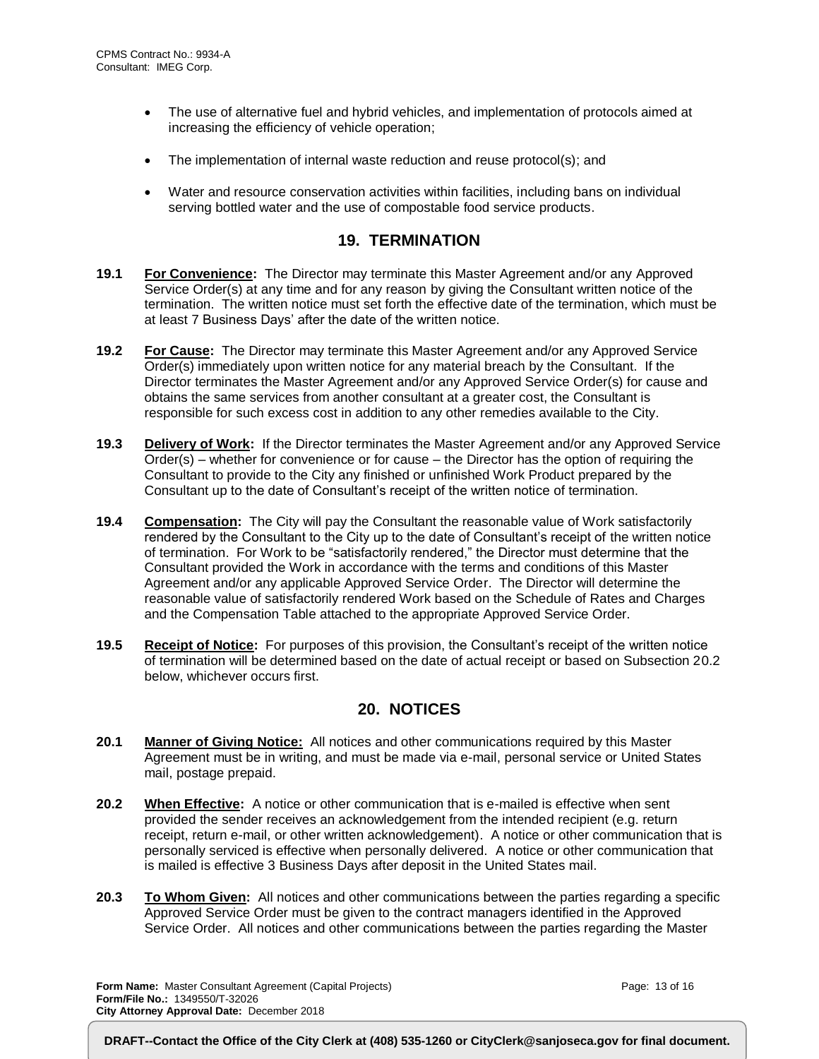- The use of alternative fuel and hybrid vehicles, and implementation of protocols aimed at increasing the efficiency of vehicle operation;
- The implementation of internal waste reduction and reuse protocol(s); and
- Water and resource conservation activities within facilities, including bans on individual serving bottled water and the use of compostable food service products.

## 19. TERMINATION

**19.1** **For Convenience:** The Director may terminate this Master Agreement and/or any Approved Service Order(s) at any time and for any reason by giving the Consultant written notice of the termination. The written notice must set forth the effective date of the termination, which must be at least 7 Business Days' after the date of the written notice.

**19.2** **For Cause:** The Director may terminate this Master Agreement and/or any Approved Service Order(s) immediately upon written notice for any material breach by the Consultant. If the Director terminates the Master Agreement and/or any Approved Service Order(s) for cause and obtains the same services from another consultant at a greater cost, the Consultant is responsible for such excess cost in addition to any other remedies available to the City.

**19.3** **Delivery of Work:** If the Director terminates the Master Agreement and/or any Approved Service Order(s) – whether for convenience or for cause – the Director has the option of requiring the Consultant to provide to the City any finished or unfinished Work Product prepared by the Consultant up to the date of Consultant's receipt of the written notice of termination.

**19.4** **Compensation:** The City will pay the Consultant the reasonable value of Work satisfactorily rendered by the Consultant to the City up to the date of Consultant's receipt of the written notice of termination. For Work to be "satisfactorily rendered," the Director must determine that the Consultant provided the Work in accordance with the terms and conditions of this Master Agreement and/or any applicable Approved Service Order. The Director will determine the reasonable value of satisfactorily rendered Work based on the Schedule of Rates and Charges and the Compensation Table attached to the appropriate Approved Service Order.

**19.5** **Receipt of Notice:** For purposes of this provision, the Consultant's receipt of the written notice of termination will be determined based on the date of actual receipt or based on Subsection 20.2 below, whichever occurs first.

## 20. NOTICES

**20.1** **Manner of Giving Notice:** All notices and other communications required by this Master Agreement must be in writing, and must be made via e-mail, personal service or United States mail, postage prepaid.

**20.2** **When Effective:** A notice or other communication that is e-mailed is effective when sent provided the sender receives an acknowledgement from the intended recipient (e.g. return receipt, return e-mail, or other written acknowledgement). A notice or other communication that is personally serviced is effective when personally delivered. A notice or other communication that is mailed is effective 3 Business Days after deposit in the United States mail.

**20.3** **To Whom Given:** All notices and other communications between the parties regarding a specific Approved Service Order must be given to the contract managers identified in the Approved Service Order. All notices and other communications between the parties regarding the Master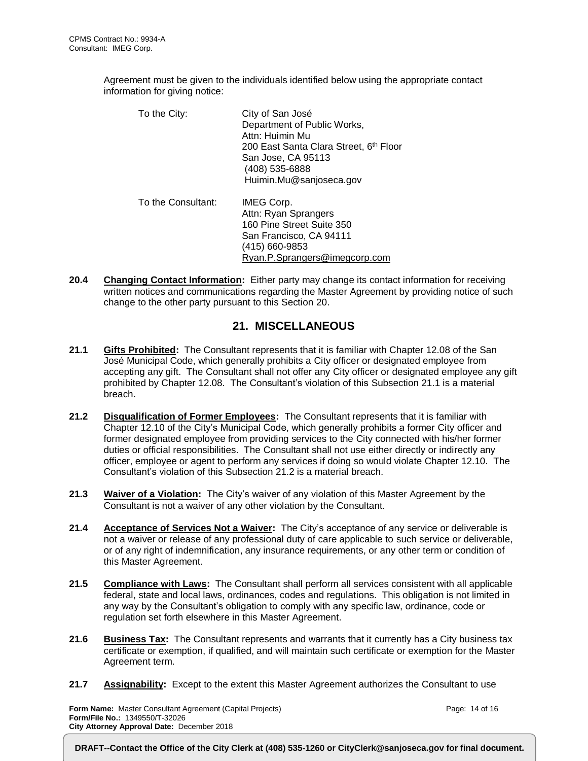Agreement must be given to the individuals identified below using the appropriate contact information for giving notice:

To the City:

City of San José
Department of Public Works,
Attn: Huimin Mu
200 East Santa Clara Street, 6th Floor
San Jose, CA 95113
(408) 535-6888
Huimin.Mu@sanjoseca.gov

To the Consultant:

IMEG Corp.
Attn: Ryan Sprangers
160 Pine Street Suite 350
San Francisco, CA 94111
(415) 660-9853
Ryan.P.Sprangers@imegcorp.com

**20.4 Changing Contact Information:** Either party may change its contact information for receiving written notices and communications regarding the Master Agreement by providing notice of such change to the other party pursuant to this Section 20.

## 21. MISCELLANEOUS

**21.1 Gifts Prohibited:** The Consultant represents that it is familiar with Chapter 12.08 of the San José Municipal Code, which generally prohibits a City officer or designated employee from accepting any gift. The Consultant shall not offer any City officer or designated employee any gift prohibited by Chapter 12.08. The Consultant's violation of this Subsection 21.1 is a material breach.

**21.2 Disqualification of Former Employees:** The Consultant represents that it is familiar with Chapter 12.10 of the City's Municipal Code, which generally prohibits a former City officer and former designated employee from providing services to the City connected with his/her former duties or official responsibilities. The Consultant shall not use either directly or indirectly any officer, employee or agent to perform any services if doing so would violate Chapter 12.10. The Consultant's violation of this Subsection 21.2 is a material breach.

**21.3 Waiver of a Violation:** The City's waiver of any violation of this Master Agreement by the Consultant is not a waiver of any other violation by the Consultant.

**21.4 Acceptance of Services Not a Waiver:** The City's acceptance of any service or deliverable is not a waiver or release of any professional duty of care applicable to such service or deliverable, or of any right of indemnification, any insurance requirements, or any other term or condition of this Master Agreement.

**21.5 Compliance with Laws:** The Consultant shall perform all services consistent with all applicable federal, state and local laws, ordinances, codes and regulations. This obligation is not limited in any way by the Consultant's obligation to comply with any specific law, ordinance, code or regulation set forth elsewhere in this Master Agreement.

**21.6 Business Tax:** The Consultant represents and warrants that it currently has a City business tax certificate or exemption, if qualified, and will maintain such certificate or exemption for the Master Agreement term.

**21.7 Assignability:** Except to the extent this Master Agreement authorizes the Consultant to use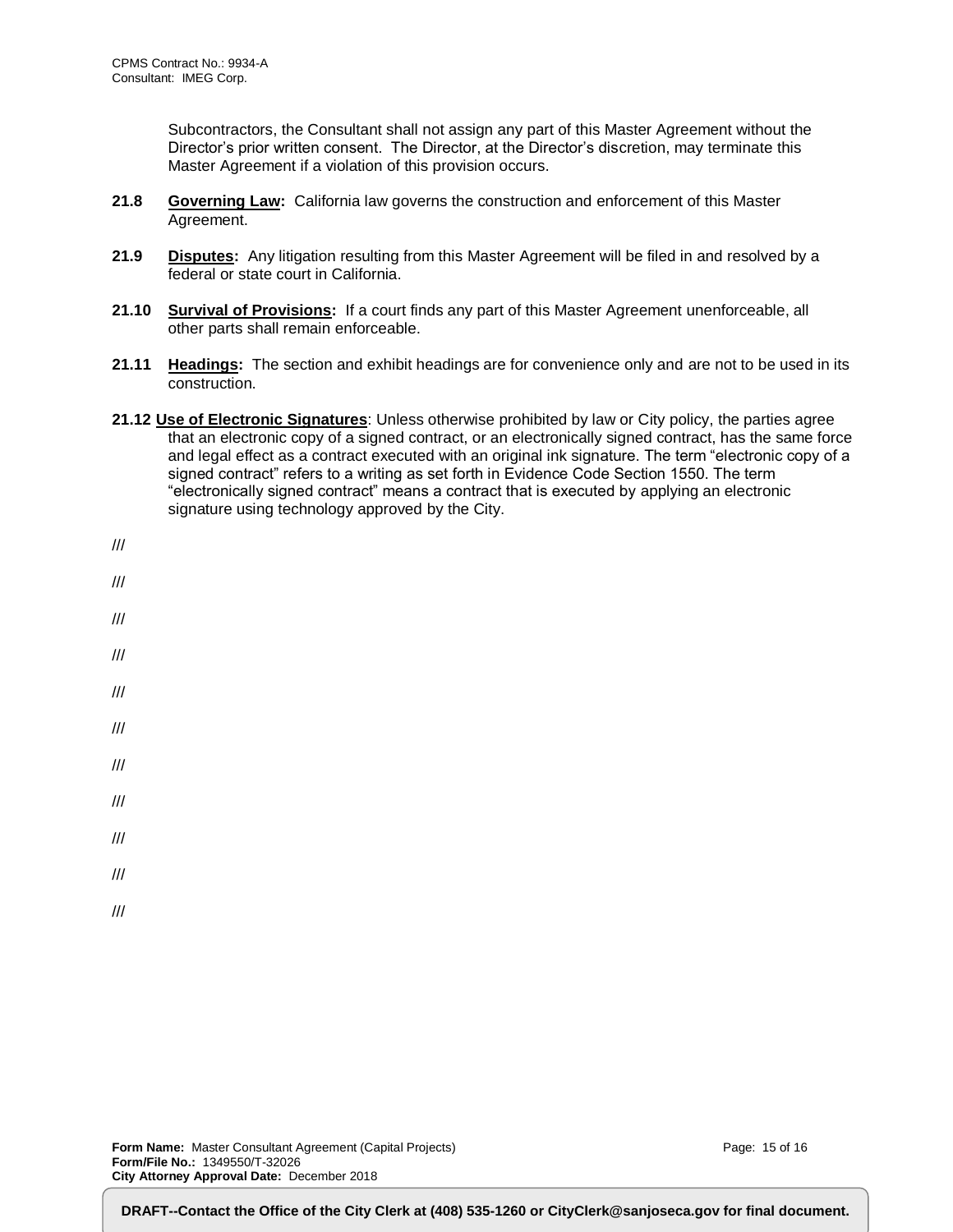Subcontractors, the Consultant shall not assign any part of this Master Agreement without the Director's prior written consent. The Director, at the Director's discretion, may terminate this Master Agreement if a violation of this provision occurs.

**21.8** **Governing Law:** California law governs the construction and enforcement of this Master Agreement.

**21.9** **Disputes:** Any litigation resulting from this Master Agreement will be filed in and resolved by a federal or state court in California.

**21.10** **Survival of Provisions:** If a court finds any part of this Master Agreement unenforceable, all other parts shall remain enforceable.

**21.11** **Headings:** The section and exhibit headings are for convenience only and are not to be used in its construction.

**21.12** **Use of Electronic Signatures**: Unless otherwise prohibited by law or City policy, the parties agree that an electronic copy of a signed contract, or an electronically signed contract, has the same force and legal effect as a contract executed with an original ink signature. The term "electronic copy of a signed contract" refers to a writing as set forth in Evidence Code Section 1550. The term "electronically signed contract" means a contract that is executed by applying an electronic signature using technology approved by the City.

///

///

///

///

///

///

///

///

///

///

///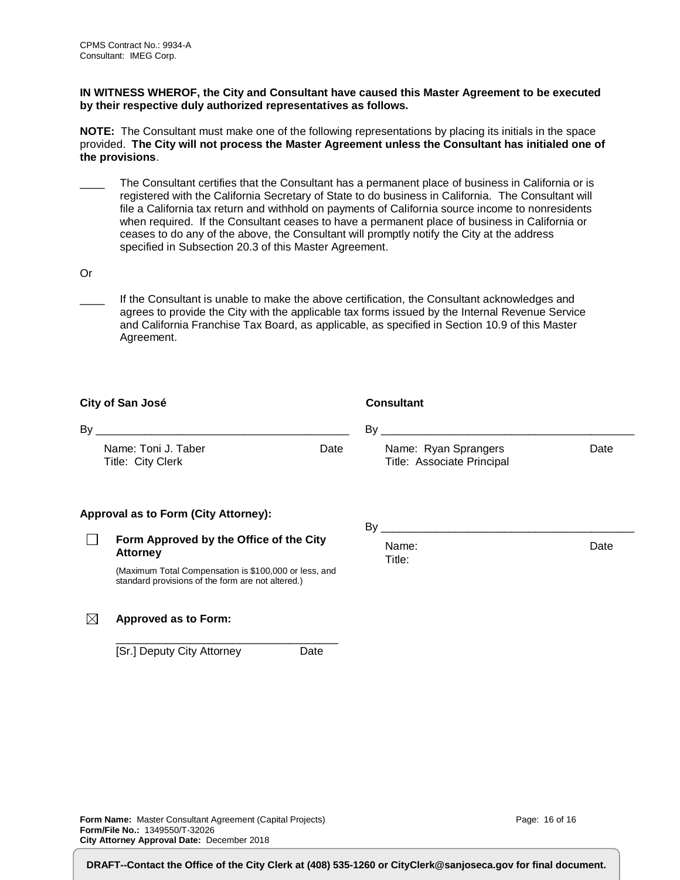**IN WITNESS WHEROF, the City and Consultant have caused this Master Agreement to be executed by their respective duly authorized representatives as follows.**

**NOTE:** The Consultant must make one of the following representations by placing its initials in the space provided. **The City will not process the Master Agreement unless the Consultant has initialed one of the provisions**.

____ The Consultant certifies that the Consultant has a permanent place of business in California or is registered with the California Secretary of State to do business in California. The Consultant will file a California tax return and withhold on payments of California source income to nonresidents when required. If the Consultant ceases to have a permanent place of business in California or ceases to do any of the above, the Consultant will promptly notify the City at the address specified in Subsection 20.3 of this Master Agreement.

Or

____ If the Consultant is unable to make the above certification, the Consultant acknowledges and agrees to provide the City with the applicable tax forms issued by the Internal Revenue Service and California Franchise Tax Board, as applicable, as specified in Section 10.9 of this Master Agreement.

**City of San José**

By ________________________________________

Name: Toni J. Taber Date
Title: City Clerk

**Approval as to Form (City Attorney):**

☐ **Form Approved by the Office of the City Attorney**

(Maximum Total Compensation is $100,000 or less, and standard provisions of the form are not altered.)

☒ **Approved as to Form:**

____________________________________
[Sr.] Deputy City Attorney Date

**Consultant**

By ________________________________________

Name: Ryan Sprangers Date
Title: Associate Principal

By ________________________________________

Name: Date
Title:

**Form Name:** Master Consultant Agreement (Capital Projects)
**Form/File No.:** 1349550/T-32026
**City Attorney Approval Date:** December 2018

**DRAFT--Contact the Office of the City Clerk at (408) 535-1260 or CityClerk@sanjoseca.gov for final document.**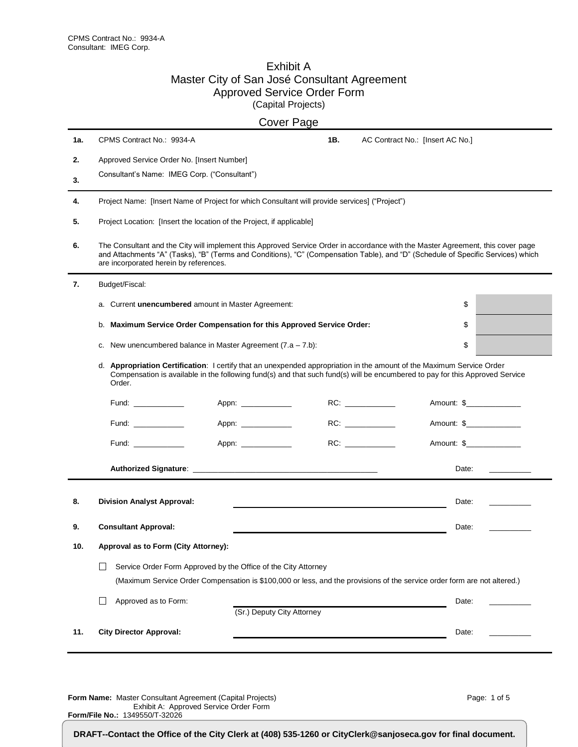CPMS Contract No.: 9934-A
Consultant: IMEG Corp.

# Exhibit A
## Master City of San José Consultant Agreement
## Approved Service Order Form
(Capital Projects)

## Cover Page

| | | | |
|---|---|---|---|
| **1a.** | CPMS Contract No.: 9934-A | **1B.** | AC Contract No.: [Insert AC No.] |
| **2.** | Approved Service Order No. [Insert Number] | | |
| **3.** | Consultant's Name: IMEG Corp. ("Consultant") | | |

**4.** Project Name: [Insert Name of Project for which Consultant will provide services] ("Project")

**5.** Project Location: [Insert the location of the Project, if applicable]

**6.** The Consultant and the City will implement this Approved Service Order in accordance with the Master Agreement, this cover page and Attachments "A" (Tasks), "B" (Terms and Conditions), "C" (Compensation Table), and "D" (Schedule of Specific Services) which are incorporated herein by references.

**7.** Budget/Fiscal:

| | | |
|---|---|---|
| a. Current **unencumbered** amount in Master Agreement: | $ | |
| b. **Maximum Service Order Compensation for this Approved Service Order:** | $ | |
| c. New unencumbered balance in Master Agreement (7.a – 7.b): | $ | |

d. **Appropriation Certification**: I certify that an unexpended appropriation in the amount of the Maximum Service Order Compensation is available in the following fund(s) and that such fund(s) will be encumbered to pay for this Approved Service Order.

| | | | |
|---|---|---|---|
| Fund: ____________ | Appn: ____________ | RC: ____________ | Amount: $_____________ |
| Fund: ____________ | Appn: ____________ | RC: ____________ | Amount: $_____________ |
| Fund: ____________ | Appn: ____________ | RC: ____________ | Amount: $_____________ |

**Authorized Signature**: ___________________________________________ Date: __________

**8.** **Division Analyst Approval:** ___________________________________________ Date: __________

**9.** **Consultant Approval:** ___________________________________________ Date: __________

**10.** **Approval as to Form (City Attorney):**

☐ Service Order Form Approved by the Office of the City Attorney

(Maximum Service Order Compensation is $100,000 or less, and the provisions of the service order form are not altered.)

☐ Approved as to Form: ___________________________________________ Date: __________
(Sr.) Deputy City Attorney

**11.** **City Director Approval:** ___________________________________________ Date: __________

**Form Name:** Master Consultant Agreement (Capital Projects)
Exhibit A: Approved Service Order Form
**Form/File No.:** 1349550/T-32026

**DRAFT--Contact the Office of the City Clerk at (408) 535-1260 or CityClerk@sanjoseca.gov for final document.**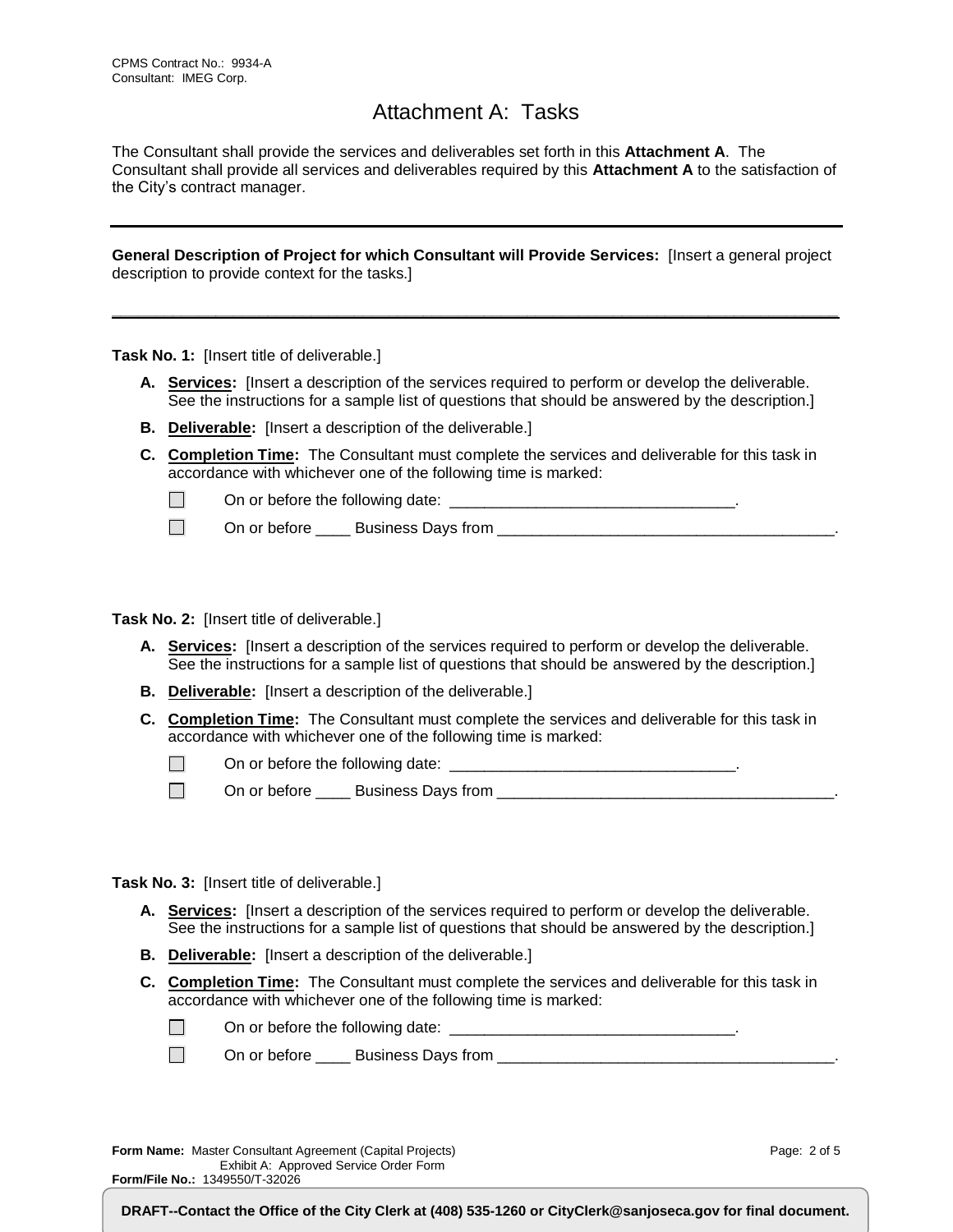CPMS Contract No.: 9934-A
Consultant: IMEG Corp.

# Attachment A: Tasks

The Consultant shall provide the services and deliverables set forth in this **Attachment A**. The Consultant shall provide all services and deliverables required by this **Attachment A** to the satisfaction of the City's contract manager.

---

**General Description of Project for which Consultant will Provide Services:** [Insert a general project description to provide context for the tasks.]

---

**Task No. 1:** [Insert title of deliverable.]

- **A. Services:** [Insert a description of the services required to perform or develop the deliverable. See the instructions for a sample list of questions that should be answered by the description.]
- **B. Deliverable:** [Insert a description of the deliverable.]
- **C. Completion Time:** The Consultant must complete the services and deliverable for this task in accordance with whichever one of the following time is marked:
  - ☐ On or before the following date: ________________________________.
  - ☐ On or before ____ Business Days from ______________________________________.

**Task No. 2:** [Insert title of deliverable.]

- **A. Services:** [Insert a description of the services required to perform or develop the deliverable. See the instructions for a sample list of questions that should be answered by the description.]
- **B. Deliverable:** [Insert a description of the deliverable.]
- **C. Completion Time:** The Consultant must complete the services and deliverable for this task in accordance with whichever one of the following time is marked:
  - ☐ On or before the following date: ________________________________.
  - ☐ On or before ____ Business Days from ______________________________________.

**Task No. 3:** [Insert title of deliverable.]

- **A. Services:** [Insert a description of the services required to perform or develop the deliverable. See the instructions for a sample list of questions that should be answered by the description.]
- **B. Deliverable:** [Insert a description of the deliverable.]
- **C. Completion Time:** The Consultant must complete the services and deliverable for this task in accordance with whichever one of the following time is marked:
  - ☐ On or before the following date: ________________________________.
  - ☐ On or before ____ Business Days from ______________________________________.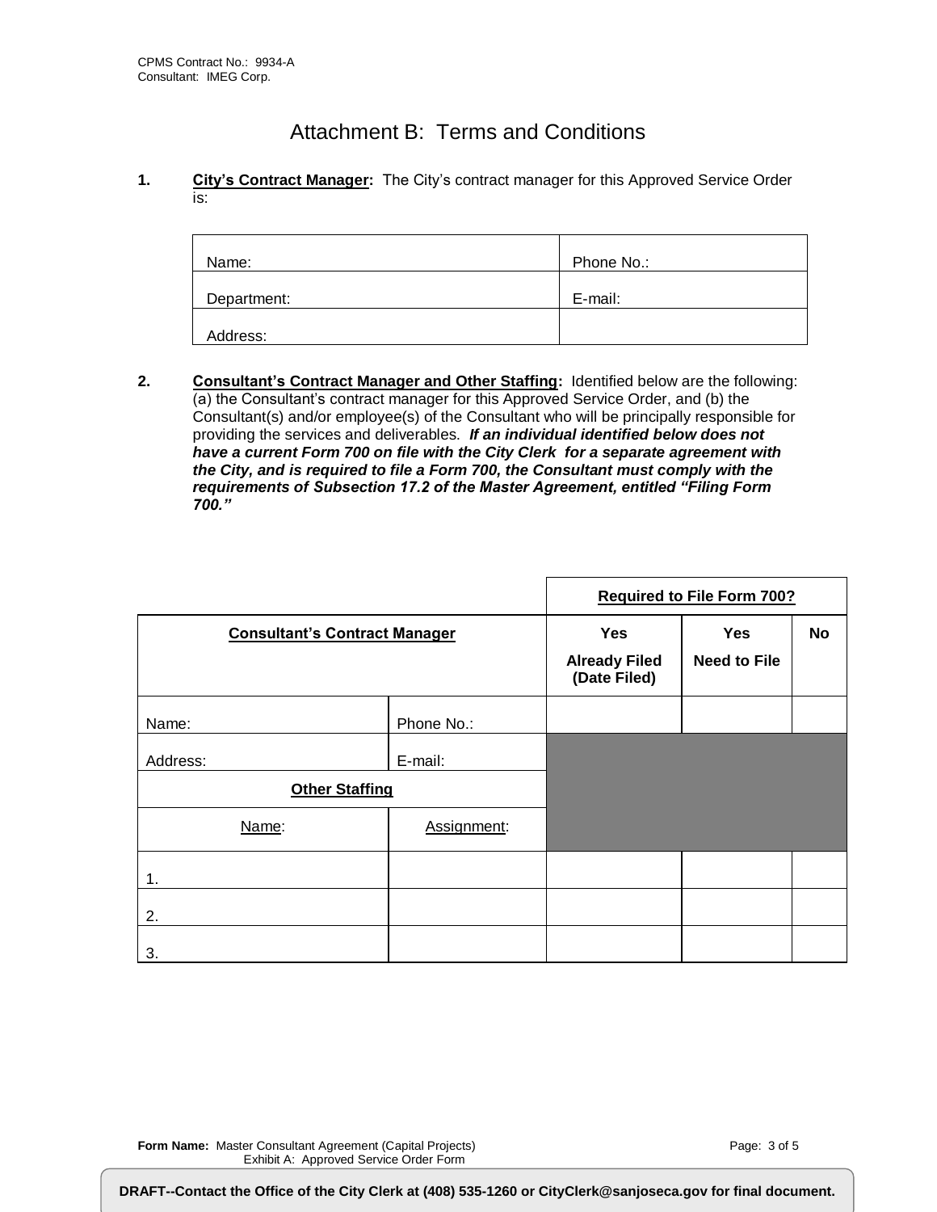CPMS Contract No.: 9934-A
Consultant: IMEG Corp.

# Attachment B: Terms and Conditions

**1.** **City's Contract Manager:** The City's contract manager for this Approved Service Order is:

| | |
|---|---|
| Name: | Phone No.: |
| Department: | E-mail: |
| Address: | |

**2.** **Consultant's Contract Manager and Other Staffing:** Identified below are the following: (a) the Consultant's contract manager for this Approved Service Order, and (b) the Consultant(s) and/or employee(s) of the Consultant who will be principally responsible for providing the services and deliverables. ***If an individual identified below does not have a current Form 700 on file with the City Clerk for a separate agreement with the City, and is required to file a Form 700, the Consultant must comply with the requirements of Subsection 17.2 of the Master Agreement, entitled "Filing Form 700."***

| | | **Required to File Form 700?** | | |
|---|---|---|---|---|
| **Consultant's Contract Manager** | | **Yes** **Already Filed (Date Filed)** | **Yes** **Need to File** | **No** |
| Name: | Phone No.: | | | |
| Address: | E-mail: | | | |
| **Other Staffing** | | | | |
| Name: | Assignment: | | | |
| 1. | | | | |
| 2. | | | | |
| 3. | | | | |

**Form Name:** Master Consultant Agreement (Capital Projects)
Exhibit A: Approved Service Order Form

**DRAFT--Contact the Office of the City Clerk at (408) 535-1260 or CityClerk@sanjoseca.gov for final document.**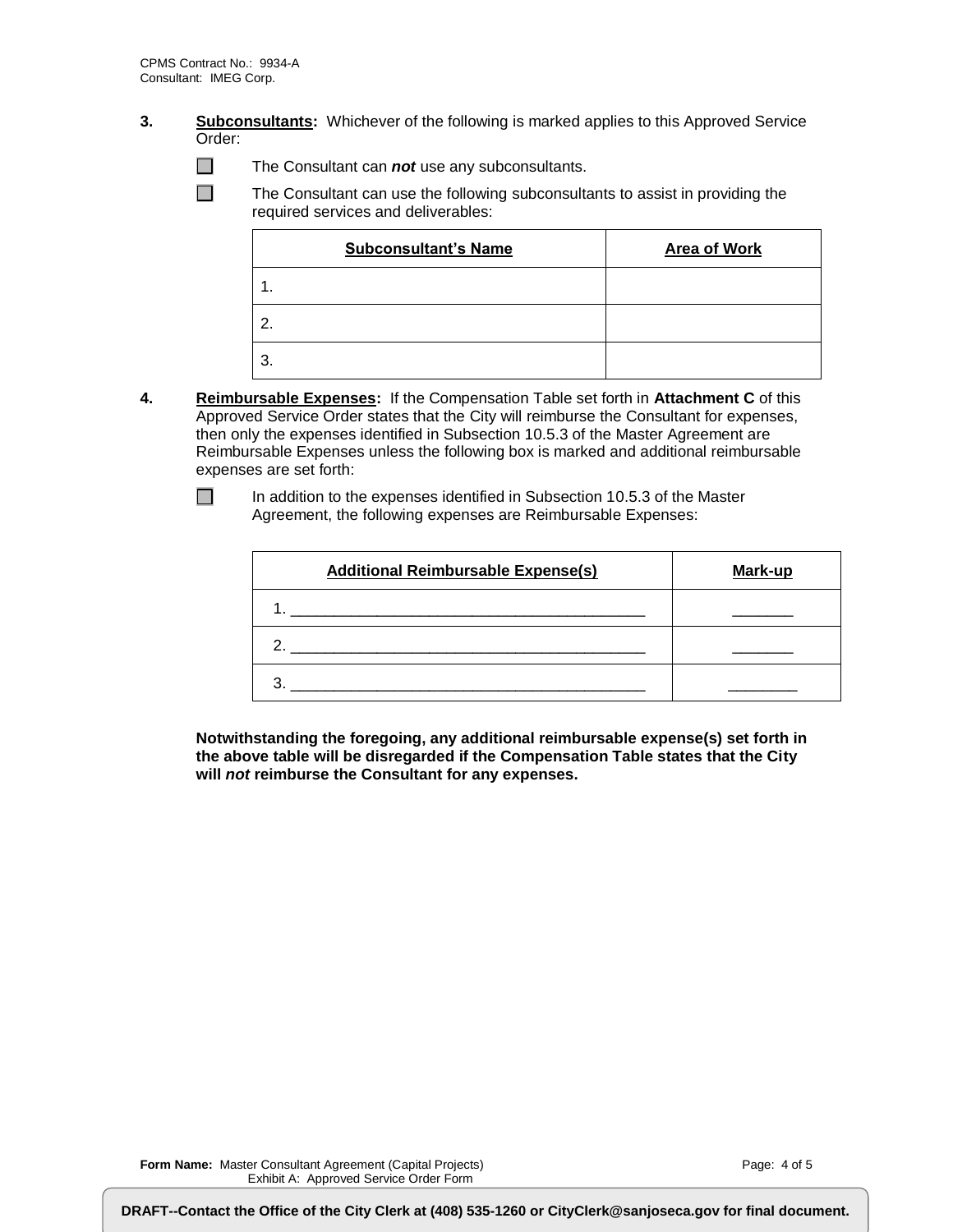**3.** **Subconsultants:** Whichever of the following is marked applies to this Approved Service Order:

☐ The Consultant can ***not*** use any subconsultants.

☐ The Consultant can use the following subconsultants to assist in providing the required services and deliverables:

| Subconsultant's Name | Area of Work |
|---|---|
| 1. | |
| 2. | |
| 3. | |

**4.** **Reimbursable Expenses:** If the Compensation Table set forth in **Attachment C** of this Approved Service Order states that the City will reimburse the Consultant for expenses, then only the expenses identified in Subsection 10.5.3 of the Master Agreement are Reimbursable Expenses unless the following box is marked and additional reimbursable expenses are set forth:

☐ In addition to the expenses identified in Subsection 10.5.3 of the Master Agreement, the following expenses are Reimbursable Expenses:

| Additional Reimbursable Expense(s) | Mark-up |
|---|---|
| 1. ________________________________________ | _______ |
| 2. ________________________________________ | _______ |
| 3. ________________________________________ | ________ |

**Notwithstanding the foregoing, any additional reimbursable expense(s) set forth in the above table will be disregarded if the Compensation Table states that the City will *not* reimburse the Consultant for any expenses.**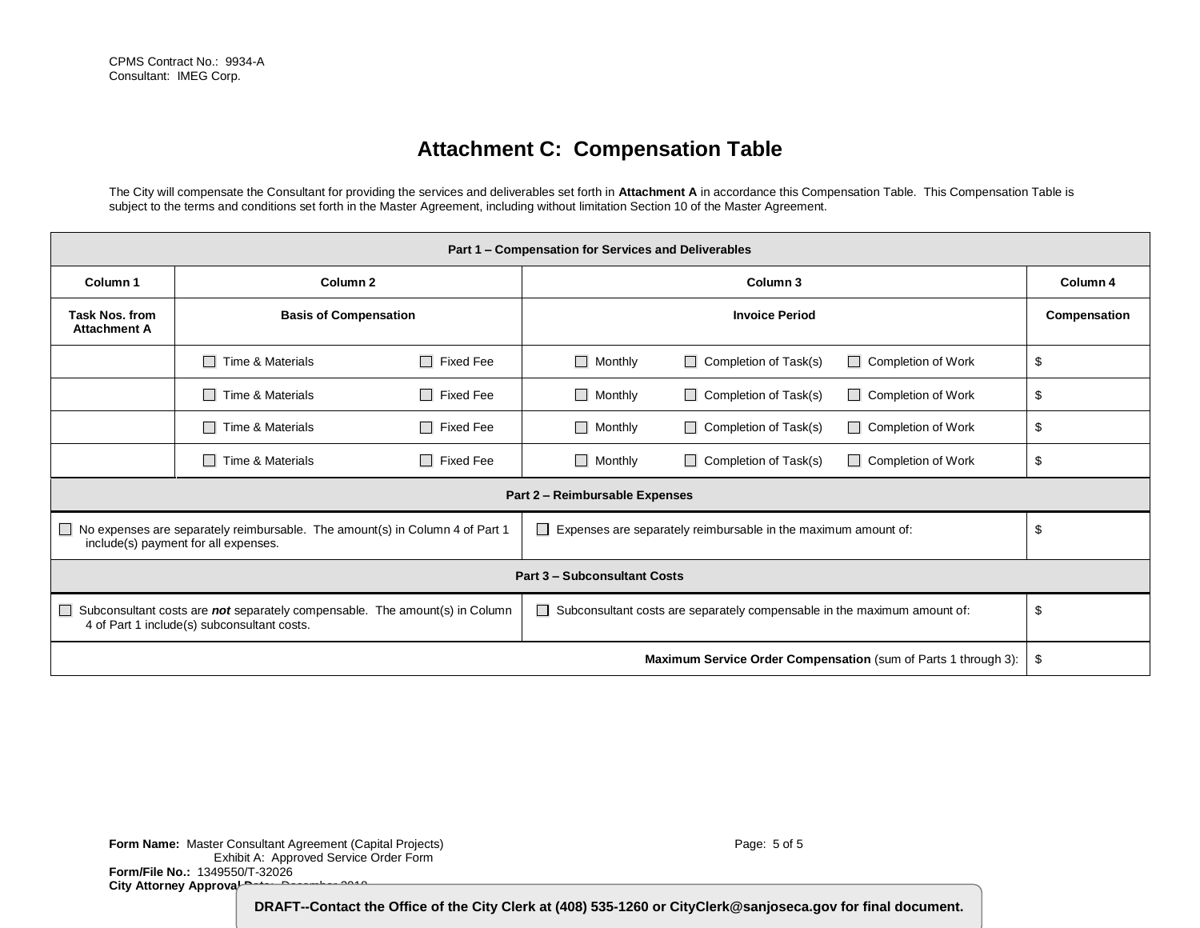CPMS Contract No.: 9934-A
Consultant: IMEG Corp.

# Attachment C: Compensation Table

The City will compensate the Consultant for providing the services and deliverables set forth in **Attachment A** in accordance this Compensation Table. This Compensation Table is subject to the terms and conditions set forth in the Master Agreement, including without limitation Section 10 of the Master Agreement.

| **Part 1 – Compensation for Services and Deliverables** | | | |
|---|---|---|---|
| **Column 1** | **Column 2** | **Column 3** | **Column 4** |
| **Task Nos. from Attachment A** | **Basis of Compensation** | **Invoice Period** | **Compensation** |
| | ☐ Time & Materials ☐ Fixed Fee | ☐ Monthly ☐ Completion of Task(s) ☐ Completion of Work | $ |
| | ☐ Time & Materials ☐ Fixed Fee | ☐ Monthly ☐ Completion of Task(s) ☐ Completion of Work | $ |
| | ☐ Time & Materials ☐ Fixed Fee | ☐ Monthly ☐ Completion of Task(s) ☐ Completion of Work | $ |
| | ☐ Time & Materials ☐ Fixed Fee | ☐ Monthly ☐ Completion of Task(s) ☐ Completion of Work | $ |
| **Part 2 – Reimbursable Expenses** | | | |
| ☐ No expenses are separately reimbursable. The amount(s) in Column 4 of Part 1 include(s) payment for all expenses. | | ☐ Expenses are separately reimbursable in the maximum amount of: | $ |
| **Part 3 – Subconsultant Costs** | | | |
| ☐ Subconsultant costs are ***not*** separately compensable. The amount(s) in Column 4 of Part 1 include(s) subconsultant costs. | | ☐ Subconsultant costs are separately compensable in the maximum amount of: | $ |
| | | **Maximum Service Order Compensation** (sum of Parts 1 through 3): | $ |

**Form Name:** Master Consultant Agreement (Capital Projects)
Exhibit A: Approved Service Order Form
**Form/File No.:** 1349550/T-32026
**City Attorney Approval Date:** December 2018

**DRAFT--Contact the Office of the City Clerk at (408) 535-1260 or CityClerk@sanjoseca.gov for final document.**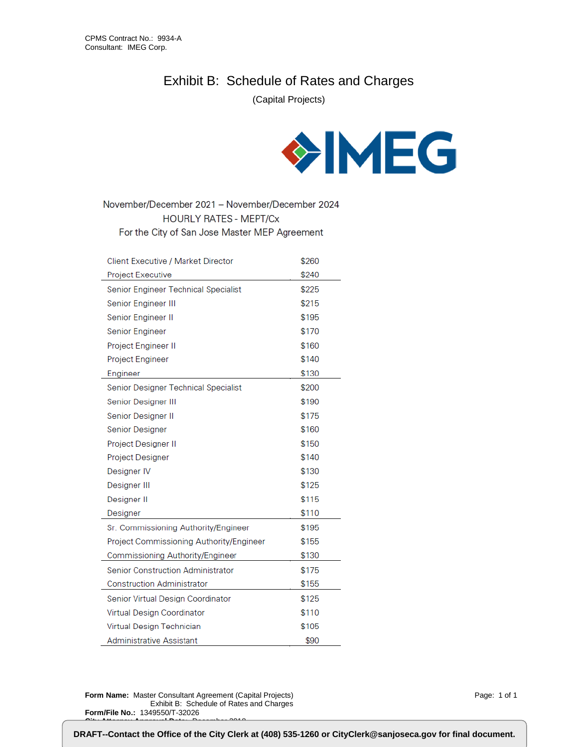CPMS Contract No.: 9934-A
Consultant: IMEG Corp.

# Exhibit B: Schedule of Rates and Charges

(Capital Projects)

IMEG

November/December 2021 – November/December 2024
HOURLY RATES - MEPT/Cx
For the City of San Jose Master MEP Agreement

| Position | Rate |
|---|---|
| Client Executive / Market Director | $260 |
| Project Executive | $240 |
| Senior Engineer Technical Specialist | $225 |
| Senior Engineer III | $215 |
| Senior Engineer II | $195 |
| Senior Engineer | $170 |
| Project Engineer II | $160 |
| Project Engineer | $140 |
| Engineer | $130 |
| Senior Designer Technical Specialist | $200 |
| Senior Designer III | $190 |
| Senior Designer II | $175 |
| Senior Designer | $160 |
| Project Designer II | $150 |
| Project Designer | $140 |
| Designer IV | $130 |
| Designer III | $125 |
| Designer II | $115 |
| Designer | $110 |
| Sr. Commissioning Authority/Engineer | $195 |
| Project Commissioning Authority/Engineer | $155 |
| Commissioning Authority/Engineer | $130 |
| Senior Construction Administrator | $175 |
| Construction Administrator | $155 |
| Senior Virtual Design Coordinator | $125 |
| Virtual Design Coordinator | $110 |
| Virtual Design Technician | $105 |
| Administrative Assistant | $90 |

**Form Name:** Master Consultant Agreement (Capital Projects)
Exhibit B: Schedule of Rates and Charges
**Form/File No.:** 1349550/T-32026

**DRAFT--Contact the Office of the City Clerk at (408) 535-1260 or CityClerk@sanjoseca.gov for final document.**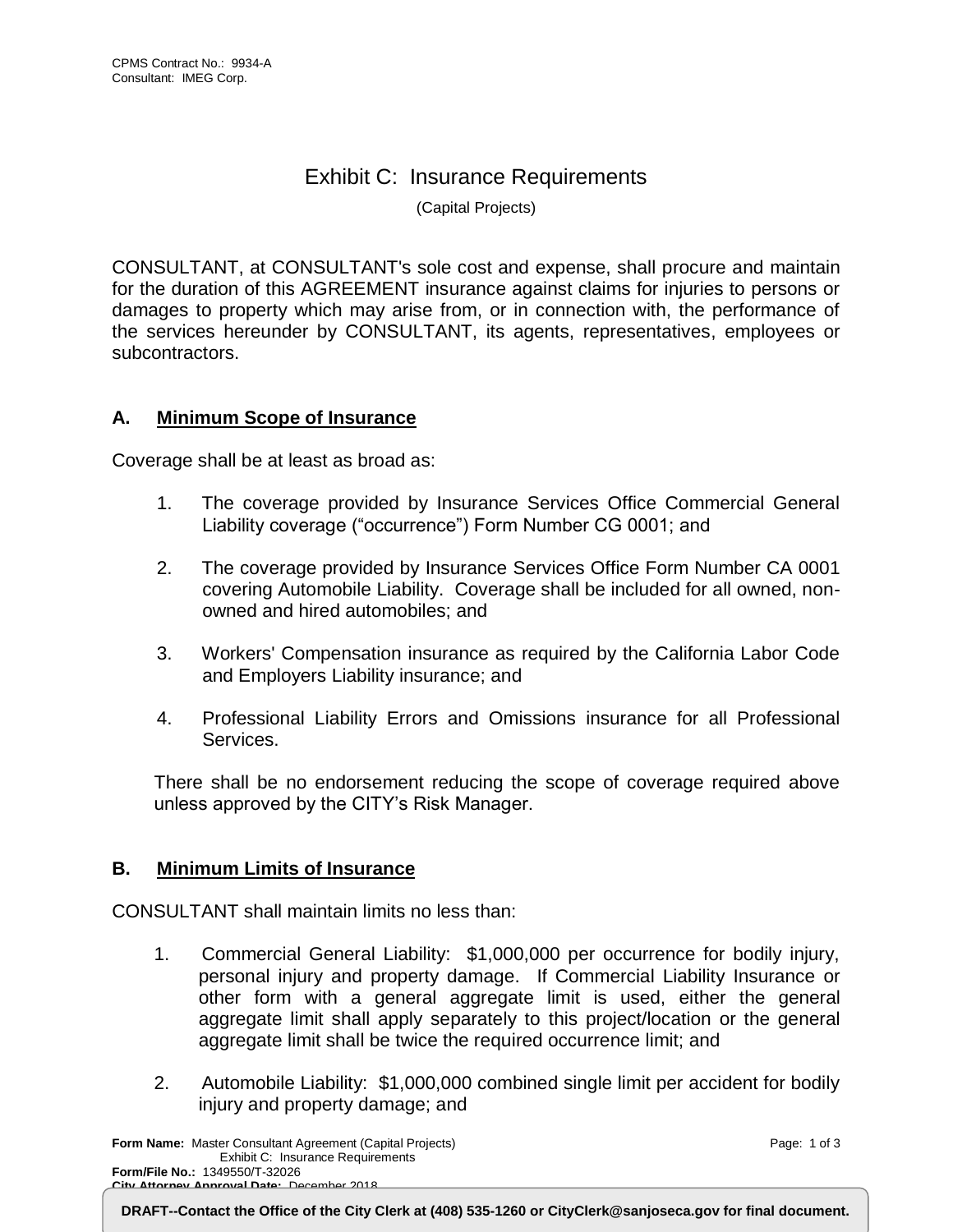# Exhibit C: Insurance Requirements

(Capital Projects)

CONSULTANT, at CONSULTANT's sole cost and expense, shall procure and maintain for the duration of this AGREEMENT insurance against claims for injuries to persons or damages to property which may arise from, or in connection with, the performance of the services hereunder by CONSULTANT, its agents, representatives, employees or subcontractors.

## A. Minimum Scope of Insurance

Coverage shall be at least as broad as:

1. The coverage provided by Insurance Services Office Commercial General Liability coverage ("occurrence") Form Number CG 0001; and

2. The coverage provided by Insurance Services Office Form Number CA 0001 covering Automobile Liability. Coverage shall be included for all owned, non-owned and hired automobiles; and

3. Workers' Compensation insurance as required by the California Labor Code and Employers Liability insurance; and

4. Professional Liability Errors and Omissions insurance for all Professional Services.

There shall be no endorsement reducing the scope of coverage required above unless approved by the CITY's Risk Manager.

## B. Minimum Limits of Insurance

CONSULTANT shall maintain limits no less than:

1. Commercial General Liability: $1,000,000 per occurrence for bodily injury, personal injury and property damage. If Commercial Liability Insurance or other form with a general aggregate limit is used, either the general aggregate limit shall apply separately to this project/location or the general aggregate limit shall be twice the required occurrence limit; and

2. Automobile Liability: $1,000,000 combined single limit per accident for bodily injury and property damage; and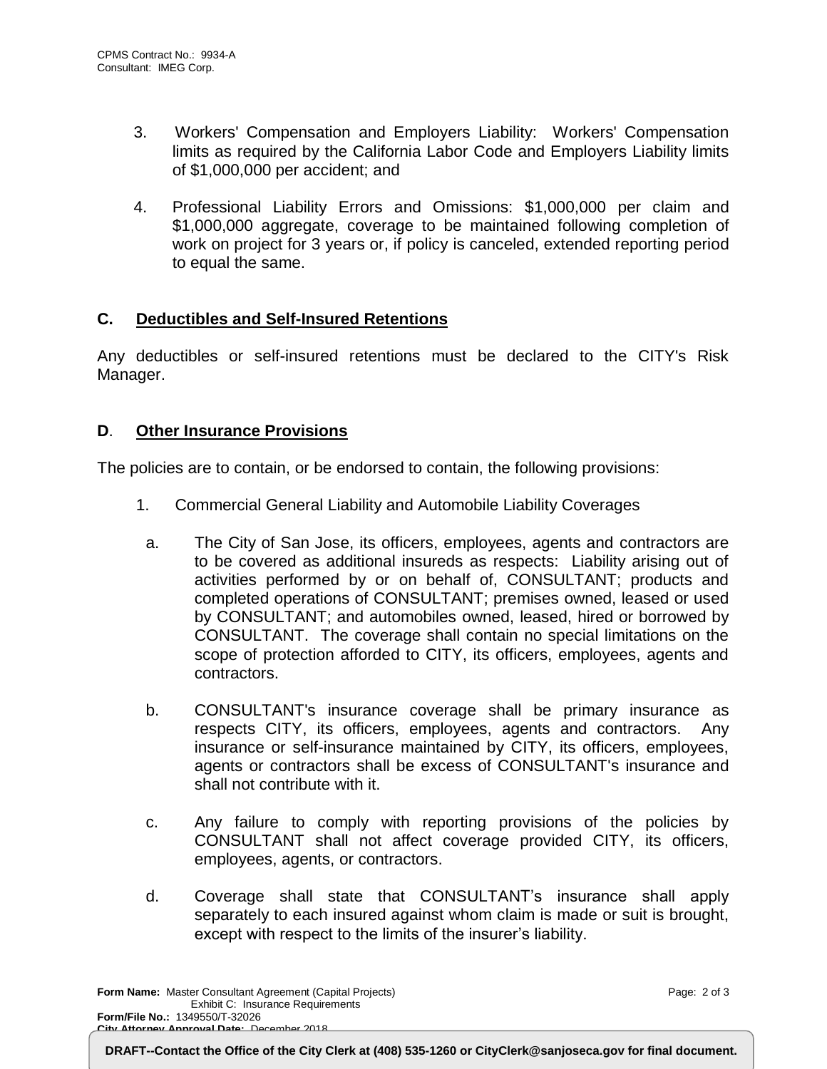3. Workers' Compensation and Employers Liability: Workers' Compensation limits as required by the California Labor Code and Employers Liability limits of $1,000,000 per accident; and

4. Professional Liability Errors and Omissions: $1,000,000 per claim and $1,000,000 aggregate, coverage to be maintained following completion of work on project for 3 years or, if policy is canceled, extended reporting period to equal the same.

## C. Deductibles and Self-Insured Retentions

Any deductibles or self-insured retentions must be declared to the CITY's Risk Manager.

## D. Other Insurance Provisions

The policies are to contain, or be endorsed to contain, the following provisions:

1. Commercial General Liability and Automobile Liability Coverages

   a. The City of San Jose, its officers, employees, agents and contractors are to be covered as additional insureds as respects: Liability arising out of activities performed by or on behalf of, CONSULTANT; products and completed operations of CONSULTANT; premises owned, leased or used by CONSULTANT; and automobiles owned, leased, hired or borrowed by CONSULTANT. The coverage shall contain no special limitations on the scope of protection afforded to CITY, its officers, employees, agents and contractors.

   b. CONSULTANT's insurance coverage shall be primary insurance as respects CITY, its officers, employees, agents and contractors. Any insurance or self-insurance maintained by CITY, its officers, employees, agents or contractors shall be excess of CONSULTANT's insurance and shall not contribute with it.

   c. Any failure to comply with reporting provisions of the policies by CONSULTANT shall not affect coverage provided CITY, its officers, employees, agents, or contractors.

   d. Coverage shall state that CONSULTANT's insurance shall apply separately to each insured against whom claim is made or suit is brought, except with respect to the limits of the insurer's liability.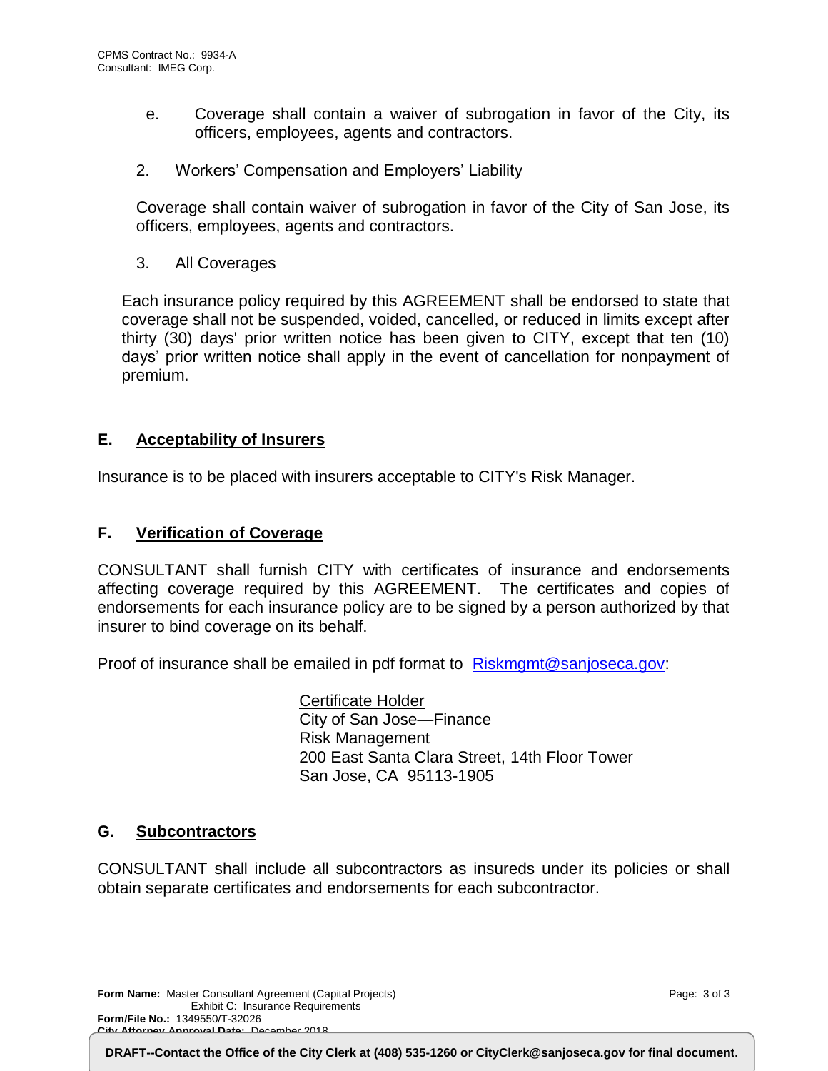e. Coverage shall contain a waiver of subrogation in favor of the City, its officers, employees, agents and contractors.

2. Workers' Compensation and Employers' Liability

Coverage shall contain waiver of subrogation in favor of the City of San Jose, its officers, employees, agents and contractors.

3. All Coverages

Each insurance policy required by this AGREEMENT shall be endorsed to state that coverage shall not be suspended, voided, cancelled, or reduced in limits except after thirty (30) days' prior written notice has been given to CITY, except that ten (10) days' prior written notice shall apply in the event of cancellation for nonpayment of premium.

## E. Acceptability of Insurers

Insurance is to be placed with insurers acceptable to CITY's Risk Manager.

## F. Verification of Coverage

CONSULTANT shall furnish CITY with certificates of insurance and endorsements affecting coverage required by this AGREEMENT. The certificates and copies of endorsements for each insurance policy are to be signed by a person authorized by that insurer to bind coverage on its behalf.

Proof of insurance shall be emailed in pdf format to Riskmgmt@sanjoseca.gov:

Certificate Holder
City of San Jose—Finance
Risk Management
200 East Santa Clara Street, 14th Floor Tower
San Jose, CA 95113-1905

## G. Subcontractors

CONSULTANT shall include all subcontractors as insureds under its policies or shall obtain separate certificates and endorsements for each subcontractor.